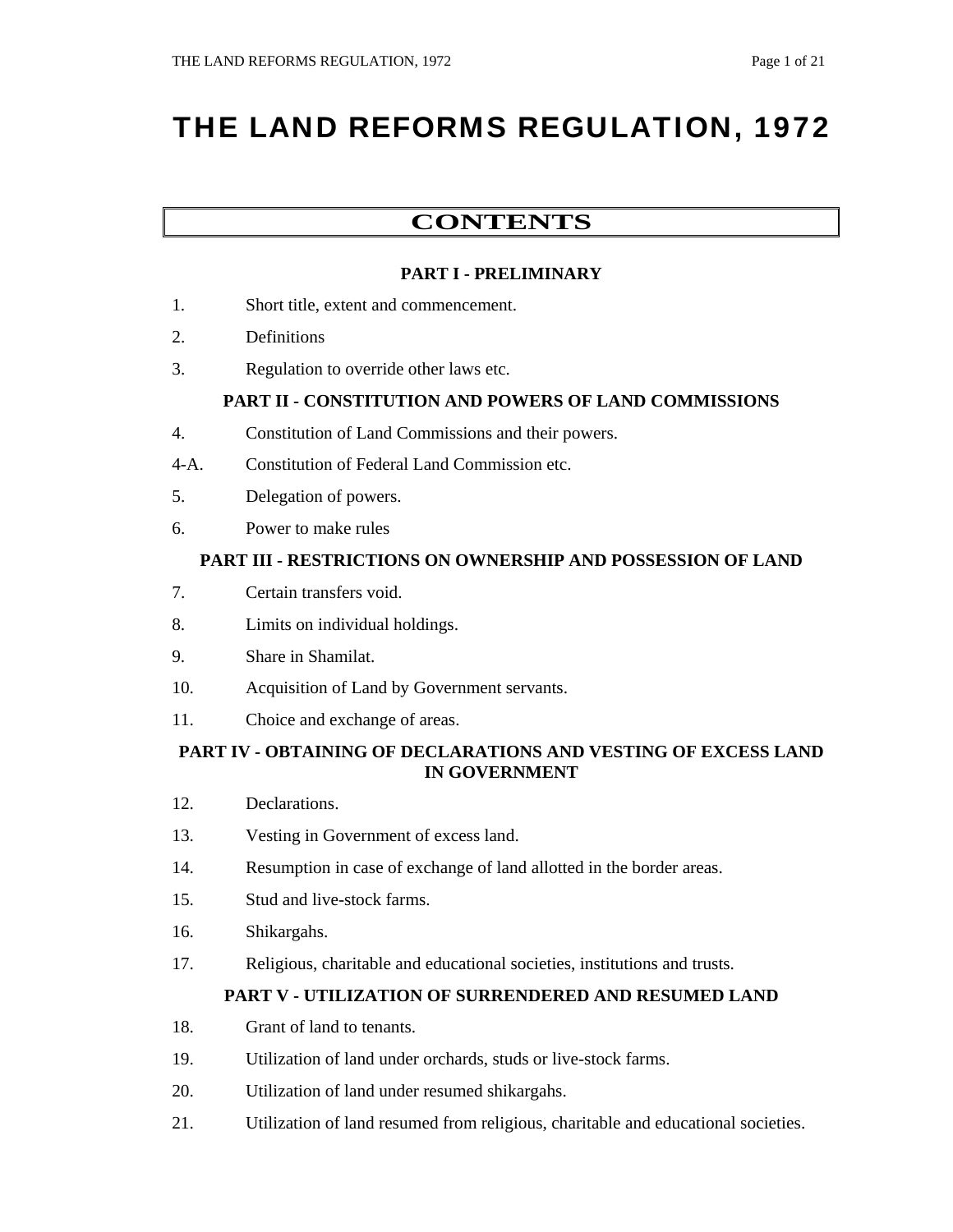# THE LAND REFORMS REGULATION, 1972

## CONTENTS

### PART I - PRELIMINARY

1. Short title, extent and commencement.
2. Definitions
3. Regulation to override other laws etc.

### PART II - CONSTITUTION AND POWERS OF LAND COMMISSIONS

4. Constitution of Land Commissions and their powers.

4-A. Constitution of Federal Land Commission etc.

5. Delegation of powers.
6. Power to make rules

### PART III - RESTRICTIONS ON OWNERSHIP AND POSSESSION OF LAND

7. Certain transfers void.
8. Limits on individual holdings.
9. Share in Shamilat.
10. Acquisition of Land by Government servants.
11. Choice and exchange of areas.

### PART IV - OBTAINING OF DECLARATIONS AND VESTING OF EXCESS LAND IN GOVERNMENT

12. Declarations.
13. Vesting in Government of excess land.
14. Resumption in case of exchange of land allotted in the border areas.
15. Stud and live-stock farms.
16. Shikargahs.
17. Religious, charitable and educational societies, institutions and trusts.

### PART V - UTILIZATION OF SURRENDERED AND RESUMED LAND

18. Grant of land to tenants.
19. Utilization of land under orchards, studs or live-stock farms.
20. Utilization of land under resumed shikargahs.
21. Utilization of land resumed from religious, charitable and educational societies.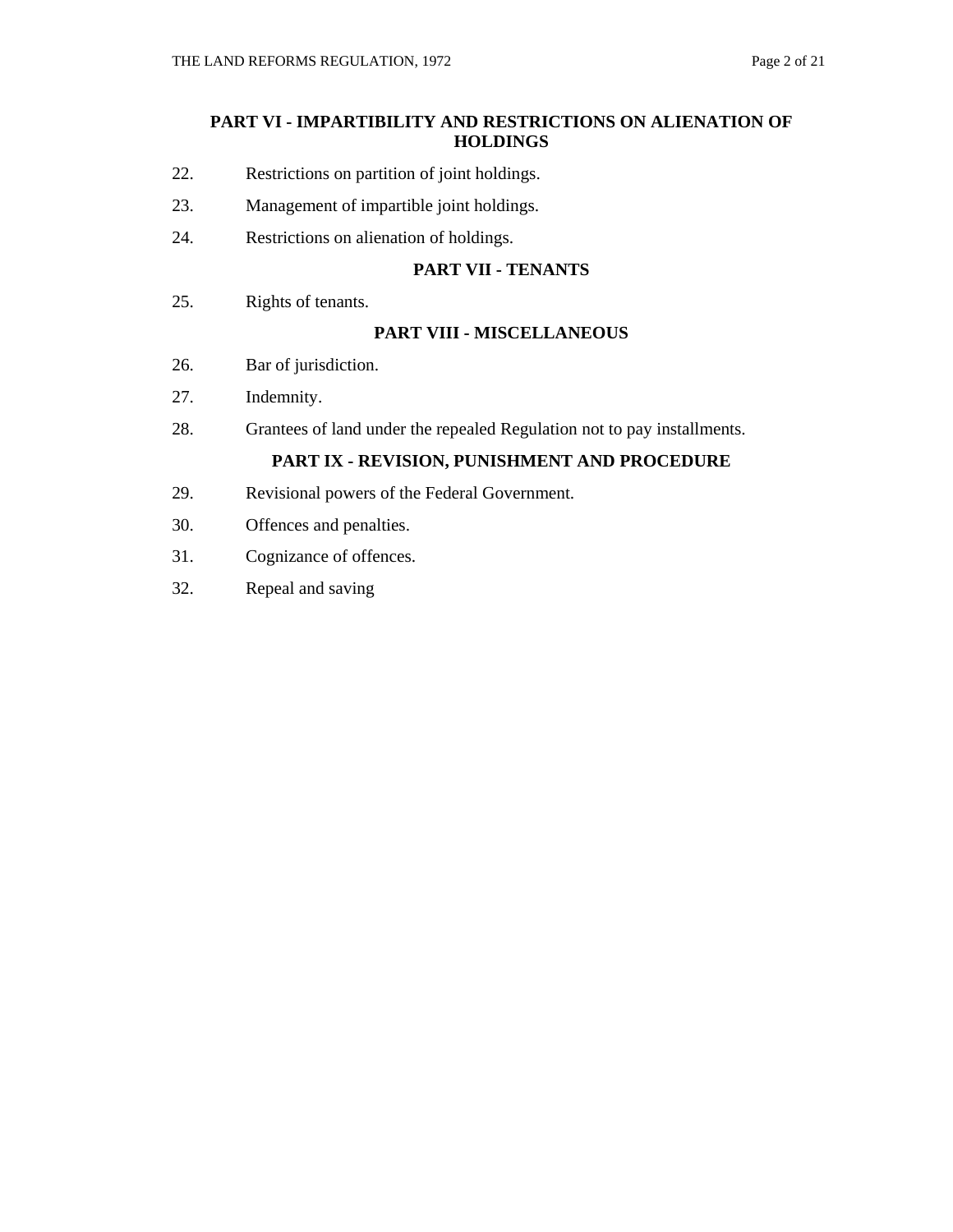## PART VI - IMPARTIBILITY AND RESTRICTIONS ON ALIENATION OF HOLDINGS

22. Restrictions on partition of joint holdings.

23. Management of impartible joint holdings.

24. Restrictions on alienation of holdings.

## PART VII - TENANTS

25. Rights of tenants.

## PART VIII - MISCELLANEOUS

26. Bar of jurisdiction.

27. Indemnity.

28. Grantees of land under the repealed Regulation not to pay installments.

## PART IX - REVISION, PUNISHMENT AND PROCEDURE

29. Revisional powers of the Federal Government.

30. Offences and penalties.

31. Cognizance of offences.

32. Repeal and saving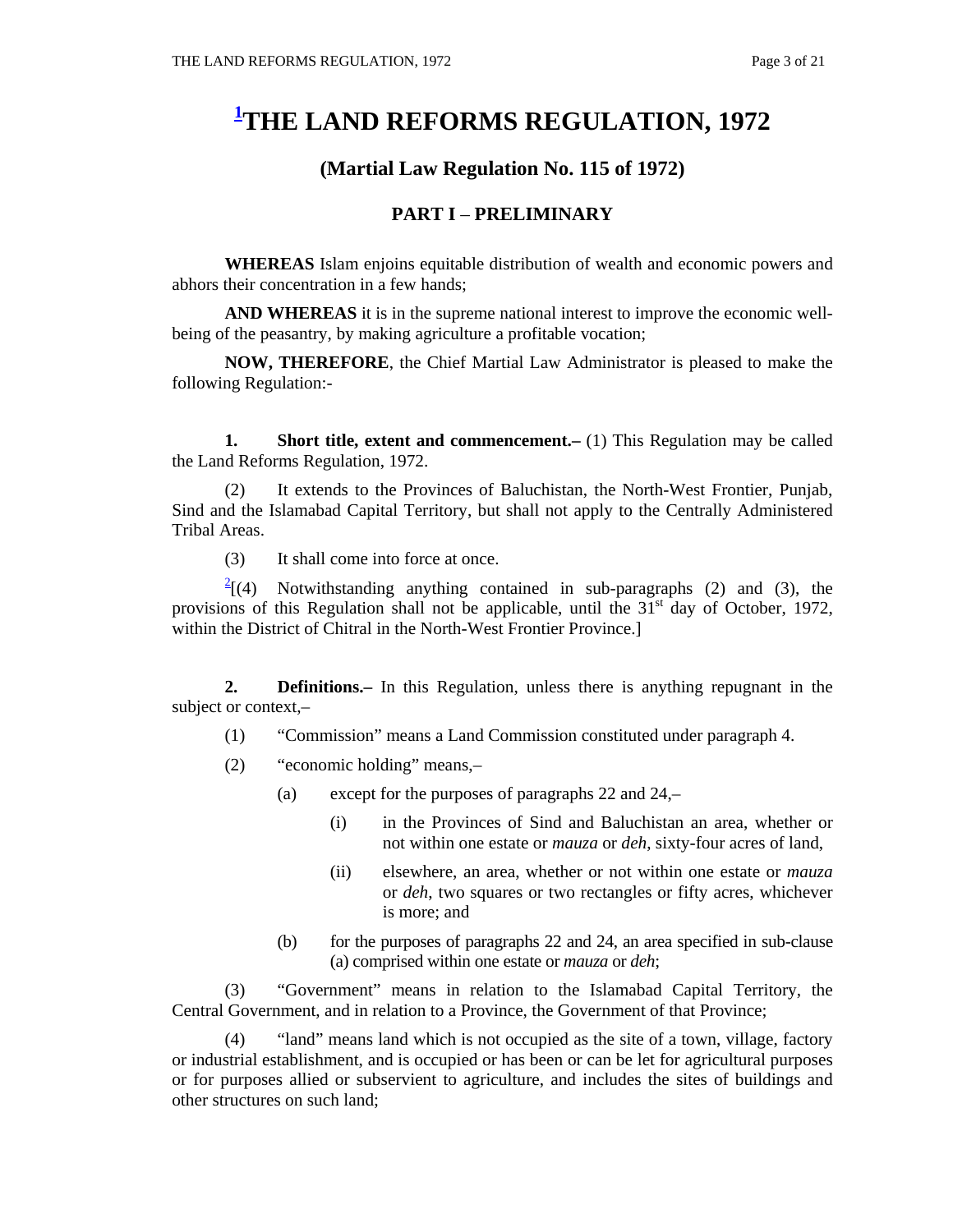# [1]THE LAND REFORMS REGULATION, 1972

## (Martial Law Regulation No. 115 of 1972)

### PART I – PRELIMINARY

**WHEREAS** Islam enjoins equitable distribution of wealth and economic powers and abhors their concentration in a few hands;

**AND WHEREAS** it is in the supreme national interest to improve the economic well-being of the peasantry, by making agriculture a profitable vocation;

**NOW, THEREFORE**, the Chief Martial Law Administrator is pleased to make the following Regulation:-

**1. Short title, extent and commencement.–** (1) This Regulation may be called the Land Reforms Regulation, 1972.

(2) It extends to the Provinces of Baluchistan, the North-West Frontier, Punjab, Sind and the Islamabad Capital Territory, but shall not apply to the Centrally Administered Tribal Areas.

(3) It shall come into force at once.

[2][(4) Notwithstanding anything contained in sub-paragraphs (2) and (3), the provisions of this Regulation shall not be applicable, until the 31st day of October, 1972, within the District of Chitral in the North-West Frontier Province.]

**2. Definitions.–** In this Regulation, unless there is anything repugnant in the subject or context,–

(1) "Commission" means a Land Commission constituted under paragraph 4.

(2) "economic holding" means,–

(a) except for the purposes of paragraphs 22 and 24,–

(i) in the Provinces of Sind and Baluchistan an area, whether or not within one estate or *mauza* or *deh*, sixty-four acres of land,

(ii) elsewhere, an area, whether or not within one estate or *mauza* or *deh*, two squares or two rectangles or fifty acres, whichever is more; and

(b) for the purposes of paragraphs 22 and 24, an area specified in sub-clause (a) comprised within one estate or *mauza* or *deh*;

(3) "Government" means in relation to the Islamabad Capital Territory, the Central Government, and in relation to a Province, the Government of that Province;

(4) "land" means land which is not occupied as the site of a town, village, factory or industrial establishment, and is occupied or has been or can be let for agricultural purposes or for purposes allied or subservient to agriculture, and includes the sites of buildings and other structures on such land;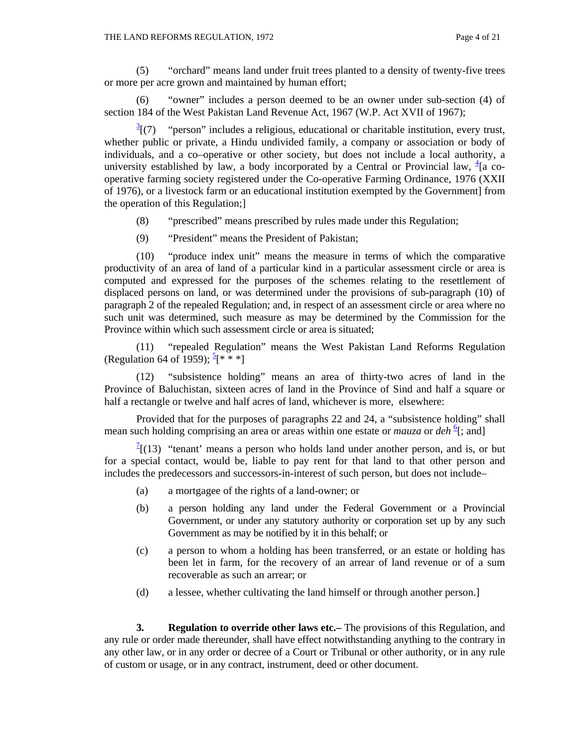(5) "orchard" means land under fruit trees planted to a density of twenty-five trees or more per acre grown and maintained by human effort;

(6) "owner" includes a person deemed to be an owner under sub-section (4) of section 184 of the West Pakistan Land Revenue Act, 1967 (W.P. Act XVII of 1967);

[3][(7) "person" includes a religious, educational or charitable institution, every trust, whether public or private, a Hindu undivided family, a company or association or body of individuals, and a co–operative or other society, but does not include a local authority, a university established by law, a body incorporated by a Central or Provincial law, [4][a co-operative farming society registered under the Co-operative Farming Ordinance, 1976 (XXII of 1976), or a livestock farm or an educational institution exempted by the Government] from the operation of this Regulation;]

(8) "prescribed" means prescribed by rules made under this Regulation;

(9) "President" means the President of Pakistan;

(10) "produce index unit" means the measure in terms of which the comparative productivity of an area of land of a particular kind in a particular assessment circle or area is computed and expressed for the purposes of the schemes relating to the resettlement of displaced persons on land, or was determined under the provisions of sub-paragraph (10) of paragraph 2 of the repealed Regulation; and, in respect of an assessment circle or area where no such unit was determined, such measure as may be determined by the Commission for the Province within which such assessment circle or area is situated;

(11) "repealed Regulation" means the West Pakistan Land Reforms Regulation (Regulation 64 of 1959); [5][* * *]

(12) "subsistence holding" means an area of thirty-two acres of land in the Province of Baluchistan, sixteen acres of land in the Province of Sind and half a square or half a rectangle or twelve and half acres of land, whichever is more, elsewhere:

Provided that for the purposes of paragraphs 22 and 24, a "subsistence holding" shall mean such holding comprising an area or areas within one estate or *mauza* or *deh* [6][; and]

[7][(13) "tenant' means a person who holds land under another person, and is, or but for a special contact, would be, liable to pay rent for that land to that other person and includes the predecessors and successors-in-interest of such person, but does not include–

(a) a mortgagee of the rights of a land-owner; or

(b) a person holding any land under the Federal Government or a Provincial Government, or under any statutory authority or corporation set up by any such Government as may be notified by it in this behalf; or

(c) a person to whom a holding has been transferred, or an estate or holding has been let in farm, for the recovery of an arrear of land revenue or of a sum recoverable as such an arrear; or

(d) a lessee, whether cultivating the land himself or through another person.]

**3. Regulation to override other laws etc.–** The provisions of this Regulation, and any rule or order made thereunder, shall have effect notwithstanding anything to the contrary in any other law, or in any order or decree of a Court or Tribunal or other authority, or in any rule of custom or usage, or in any contract, instrument, deed or other document.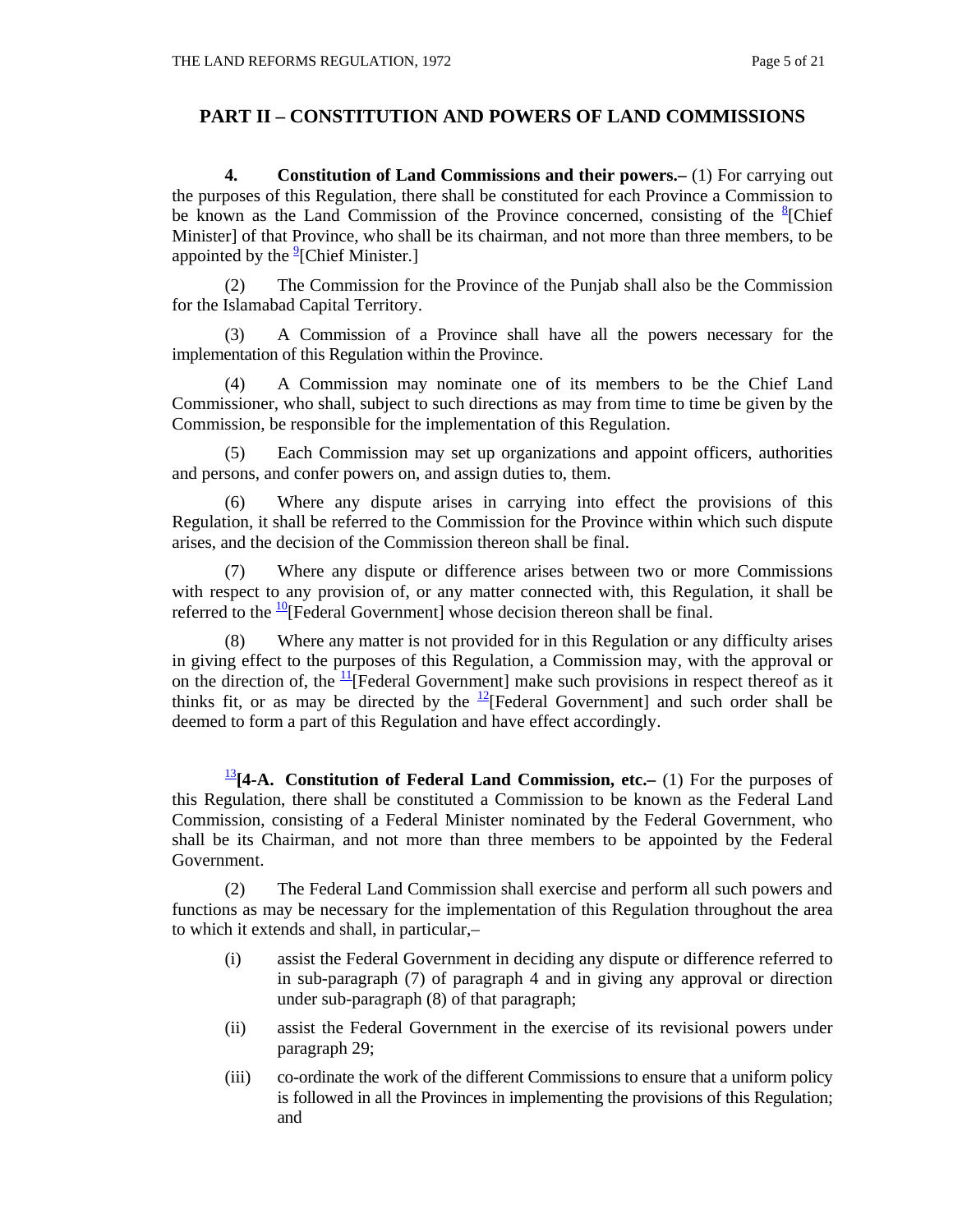## PART II – CONSTITUTION AND POWERS OF LAND COMMISSIONS

**4. Constitution of Land Commissions and their powers.–** (1) For carrying out the purposes of this Regulation, there shall be constituted for each Province a Commission to be known as the Land Commission of the Province concerned, consisting of the [8][Chief Minister] of that Province, who shall be its chairman, and not more than three members, to be appointed by the [9][Chief Minister.]

(2) The Commission for the Province of the Punjab shall also be the Commission for the Islamabad Capital Territory.

(3) A Commission of a Province shall have all the powers necessary for the implementation of this Regulation within the Province.

(4) A Commission may nominate one of its members to be the Chief Land Commissioner, who shall, subject to such directions as may from time to time be given by the Commission, be responsible for the implementation of this Regulation.

(5) Each Commission may set up organizations and appoint officers, authorities and persons, and confer powers on, and assign duties to, them.

(6) Where any dispute arises in carrying into effect the provisions of this Regulation, it shall be referred to the Commission for the Province within which such dispute arises, and the decision of the Commission thereon shall be final.

(7) Where any dispute or difference arises between two or more Commissions with respect to any provision of, or any matter connected with, this Regulation, it shall be referred to the [10][Federal Government] whose decision thereon shall be final.

(8) Where any matter is not provided for in this Regulation or any difficulty arises in giving effect to the purposes of this Regulation, a Commission may, with the approval or on the direction of, the [11][Federal Government] make such provisions in respect thereof as it thinks fit, or as may be directed by the [12][Federal Government] and such order shall be deemed to form a part of this Regulation and have effect accordingly.

[13]**[4-A. Constitution of Federal Land Commission, etc.–** (1) For the purposes of this Regulation, there shall be constituted a Commission to be known as the Federal Land Commission, consisting of a Federal Minister nominated by the Federal Government, who shall be its Chairman, and not more than three members to be appointed by the Federal Government.

(2) The Federal Land Commission shall exercise and perform all such powers and functions as may be necessary for the implementation of this Regulation throughout the area to which it extends and shall, in particular,–

(i) assist the Federal Government in deciding any dispute or difference referred to in sub-paragraph (7) of paragraph 4 and in giving any approval or direction under sub-paragraph (8) of that paragraph;

(ii) assist the Federal Government in the exercise of its revisional powers under paragraph 29;

(iii) co-ordinate the work of the different Commissions to ensure that a uniform policy is followed in all the Provinces in implementing the provisions of this Regulation; and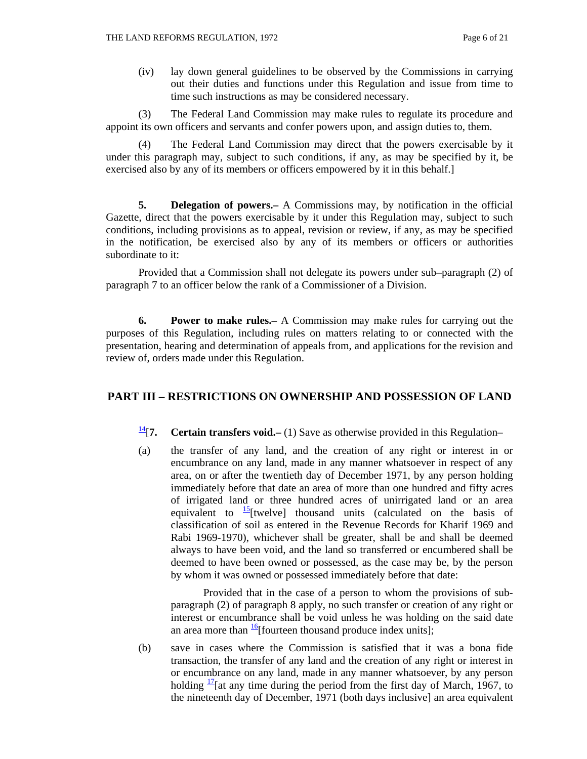(iv) lay down general guidelines to be observed by the Commissions in carrying out their duties and functions under this Regulation and issue from time to time such instructions as may be considered necessary.

(3) The Federal Land Commission may make rules to regulate its procedure and appoint its own officers and servants and confer powers upon, and assign duties to, them.

(4) The Federal Land Commission may direct that the powers exercisable by it under this paragraph may, subject to such conditions, if any, as may be specified by it, be exercised also by any of its members or officers empowered by it in this behalf.]

**5. Delegation of powers.–** A Commissions may, by notification in the official Gazette, direct that the powers exercisable by it under this Regulation may, subject to such conditions, including provisions as to appeal, revision or review, if any, as may be specified in the notification, be exercised also by any of its members or officers or authorities subordinate to it:

Provided that a Commission shall not delegate its powers under sub–paragraph (2) of paragraph 7 to an officer below the rank of a Commissioner of a Division.

**6. Power to make rules.–** A Commission may make rules for carrying out the purposes of this Regulation, including rules on matters relating to or connected with the presentation, hearing and determination of appeals from, and applications for the revision and review of, orders made under this Regulation.

## PART III – RESTRICTIONS ON OWNERSHIP AND POSSESSION OF LAND

[14][**7. Certain transfers void.–** (1) Save as otherwise provided in this Regulation–

(a) the transfer of any land, and the creation of any right or interest in or encumbrance on any land, made in any manner whatsoever in respect of any area, on or after the twentieth day of December 1971, by any person holding immediately before that date an area of more than one hundred and fifty acres of irrigated land or three hundred acres of unirrigated land or an area equivalent to [15][twelve] thousand units (calculated on the basis of classification of soil as entered in the Revenue Records for Kharif 1969 and Rabi 1969-1970), whichever shall be greater, shall be and shall be deemed always to have been void, and the land so transferred or encumbered shall be deemed to have been owned or possessed, as the case may be, by the person by whom it was owned or possessed immediately before that date:

Provided that in the case of a person to whom the provisions of sub-paragraph (2) of paragraph 8 apply, no such transfer or creation of any right or interest or encumbrance shall be void unless he was holding on the said date an area more than [16][fourteen thousand produce index units];

(b) save in cases where the Commission is satisfied that it was a bona fide transaction, the transfer of any land and the creation of any right or interest in or encumbrance on any land, made in any manner whatsoever, by any person holding [17][at any time during the period from the first day of March, 1967, to the nineteenth day of December, 1971 (both days inclusive] an area equivalent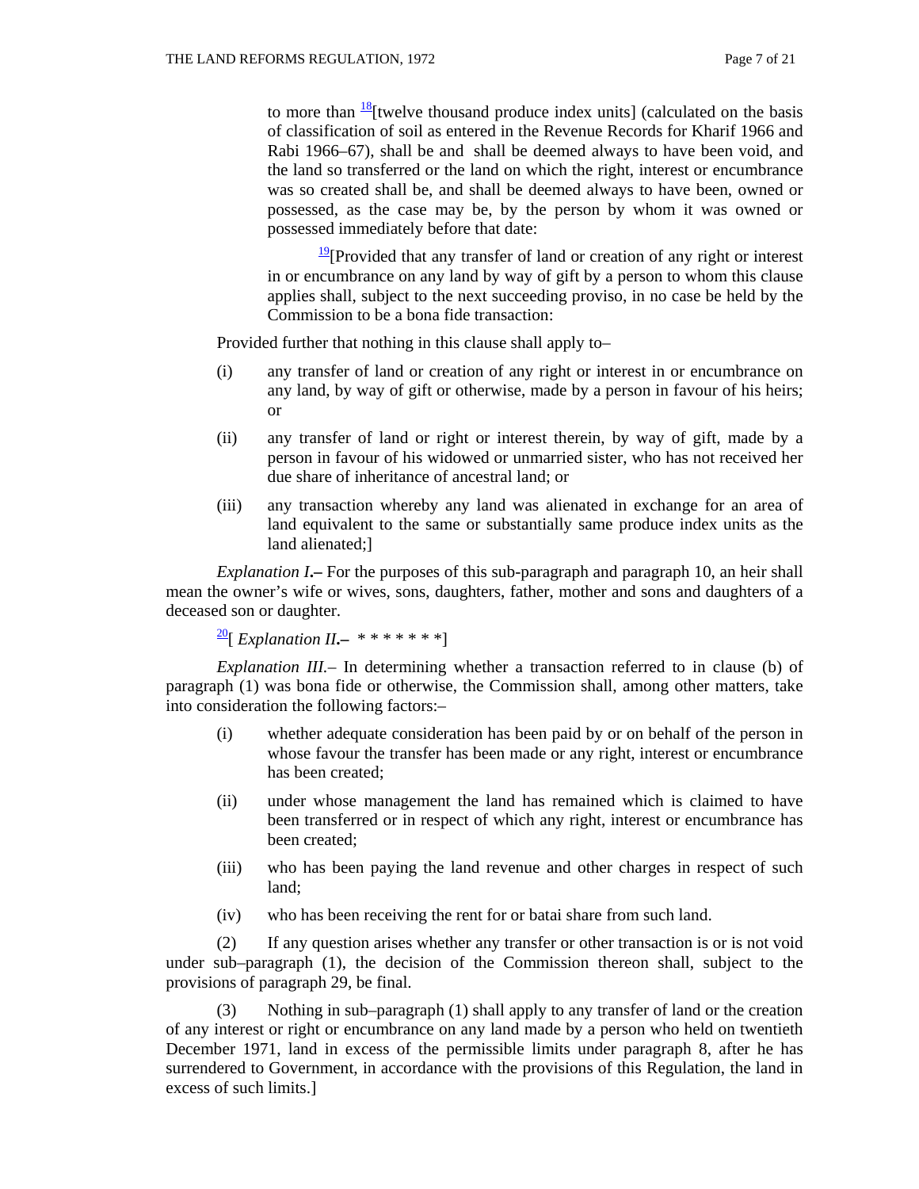to more than [18][twelve thousand produce index units] (calculated on the basis of classification of soil as entered in the Revenue Records for Kharif 1966 and Rabi 1966–67), shall be and shall be deemed always to have been void, and the land so transferred or the land on which the right, interest or encumbrance was so created shall be, and shall be deemed always to have been, owned or possessed, as the case may be, by the person by whom it was owned or possessed immediately before that date:

[19][Provided that any transfer of land or creation of any right or interest in or encumbrance on any land by way of gift by a person to whom this clause applies shall, subject to the next succeeding proviso, in no case be held by the Commission to be a bona fide transaction:

Provided further that nothing in this clause shall apply to–

(i) any transfer of land or creation of any right or interest in or encumbrance on any land, by way of gift or otherwise, made by a person in favour of his heirs; or

(ii) any transfer of land or right or interest therein, by way of gift, made by a person in favour of his widowed or unmarried sister, who has not received her due share of inheritance of ancestral land; or

(iii) any transaction whereby any land was alienated in exchange for an area of land equivalent to the same or substantially same produce index units as the land alienated;]

*Explanation I*.– For the purposes of this sub-paragraph and paragraph 10, an heir shall mean the owner's wife or wives, sons, daughters, father, mother and sons and daughters of a deceased son or daughter.

[20][ *Explanation II*.– * * * * * * *]

*Explanation III*.– In determining whether a transaction referred to in clause (b) of paragraph (1) was bona fide or otherwise, the Commission shall, among other matters, take into consideration the following factors:–

(i) whether adequate consideration has been paid by or on behalf of the person in whose favour the transfer has been made or any right, interest or encumbrance has been created;

(ii) under whose management the land has remained which is claimed to have been transferred or in respect of which any right, interest or encumbrance has been created;

(iii) who has been paying the land revenue and other charges in respect of such land;

(iv) who has been receiving the rent for or batai share from such land.

(2) If any question arises whether any transfer or other transaction is or is not void under sub–paragraph (1), the decision of the Commission thereon shall, subject to the provisions of paragraph 29, be final.

(3) Nothing in sub–paragraph (1) shall apply to any transfer of land or the creation of any interest or right or encumbrance on any land made by a person who held on twentieth December 1971, land in excess of the permissible limits under paragraph 8, after he has surrendered to Government, in accordance with the provisions of this Regulation, the land in excess of such limits.]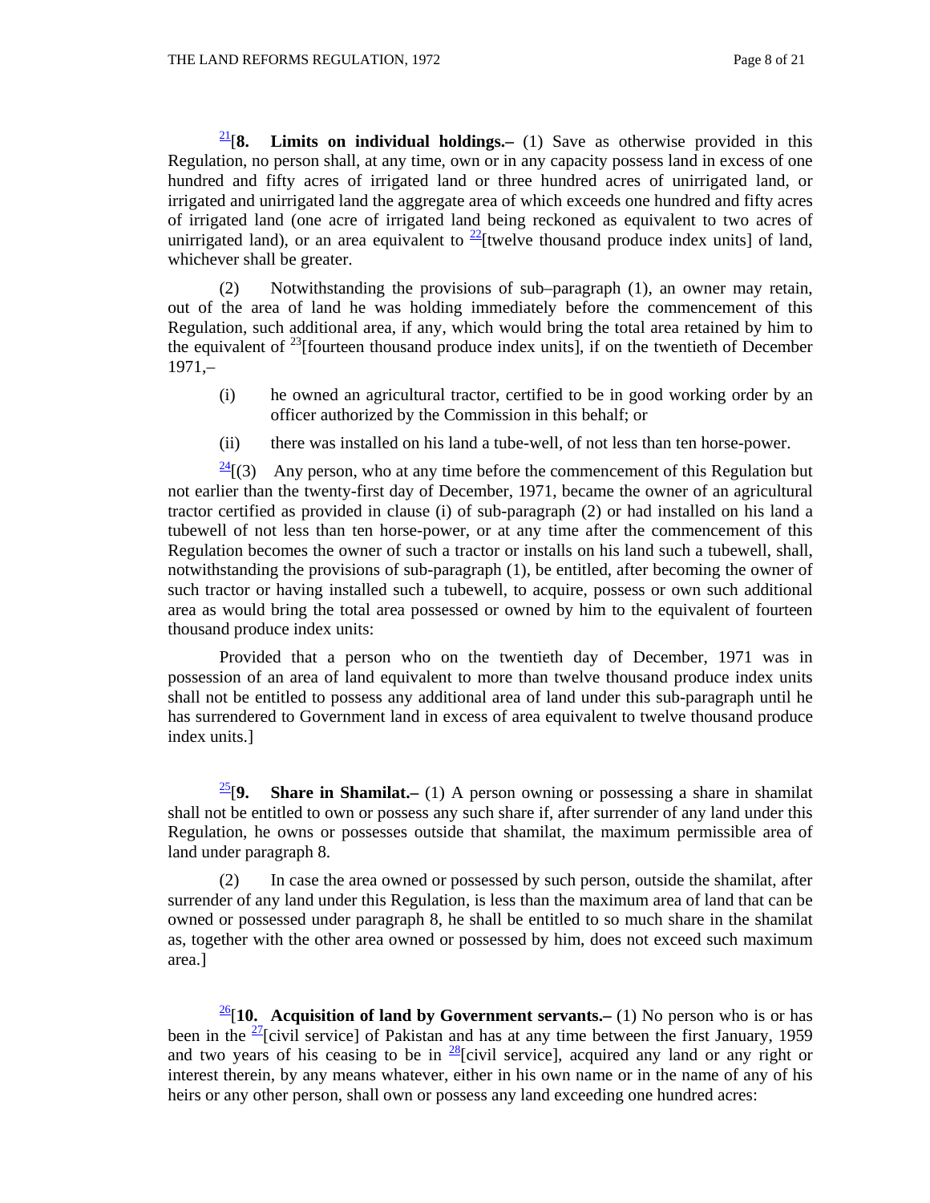[21][**8. Limits on individual holdings.–** (1) Save as otherwise provided in this Regulation, no person shall, at any time, own or in any capacity possess land in excess of one hundred and fifty acres of irrigated land or three hundred acres of unirrigated land, or irrigated and unirrigated land the aggregate area of which exceeds one hundred and fifty acres of irrigated land (one acre of irrigated land being reckoned as equivalent to two acres of unirrigated land), or an area equivalent to [22][twelve thousand produce index units] of land, whichever shall be greater.

(2) Notwithstanding the provisions of sub–paragraph (1), an owner may retain, out of the area of land he was holding immediately before the commencement of this Regulation, such additional area, if any, which would bring the total area retained by him to the equivalent of [23][fourteen thousand produce index units], if on the twentieth of December 1971,–

(i) he owned an agricultural tractor, certified to be in good working order by an officer authorized by the Commission in this behalf; or

(ii) there was installed on his land a tube-well, of not less than ten horse-power.

[24][(3) Any person, who at any time before the commencement of this Regulation but not earlier than the twenty-first day of December, 1971, became the owner of an agricultural tractor certified as provided in clause (i) of sub-paragraph (2) or had installed on his land a tubewell of not less than ten horse-power, or at any time after the commencement of this Regulation becomes the owner of such a tractor or installs on his land such a tubewell, shall, notwithstanding the provisions of sub-paragraph (1), be entitled, after becoming the owner of such tractor or having installed such a tubewell, to acquire, possess or own such additional area as would bring the total area possessed or owned by him to the equivalent of fourteen thousand produce index units:

Provided that a person who on the twentieth day of December, 1971 was in possession of an area of land equivalent to more than twelve thousand produce index units shall not be entitled to possess any additional area of land under this sub-paragraph until he has surrendered to Government land in excess of area equivalent to twelve thousand produce index units.]

[25][**9. Share in Shamilat.–** (1) A person owning or possessing a share in shamilat shall not be entitled to own or possess any such share if, after surrender of any land under this Regulation, he owns or possesses outside that shamilat, the maximum permissible area of land under paragraph 8.

(2) In case the area owned or possessed by such person, outside the shamilat, after surrender of any land under this Regulation, is less than the maximum area of land that can be owned or possessed under paragraph 8, he shall be entitled to so much share in the shamilat as, together with the other area owned or possessed by him, does not exceed such maximum area.]

[26][**10. Acquisition of land by Government servants.–** (1) No person who is or has been in the [27][civil service] of Pakistan and has at any time between the first January, 1959 and two years of his ceasing to be in [28][civil service], acquired any land or any right or interest therein, by any means whatever, either in his own name or in the name of any of his heirs or any other person, shall own or possess any land exceeding one hundred acres: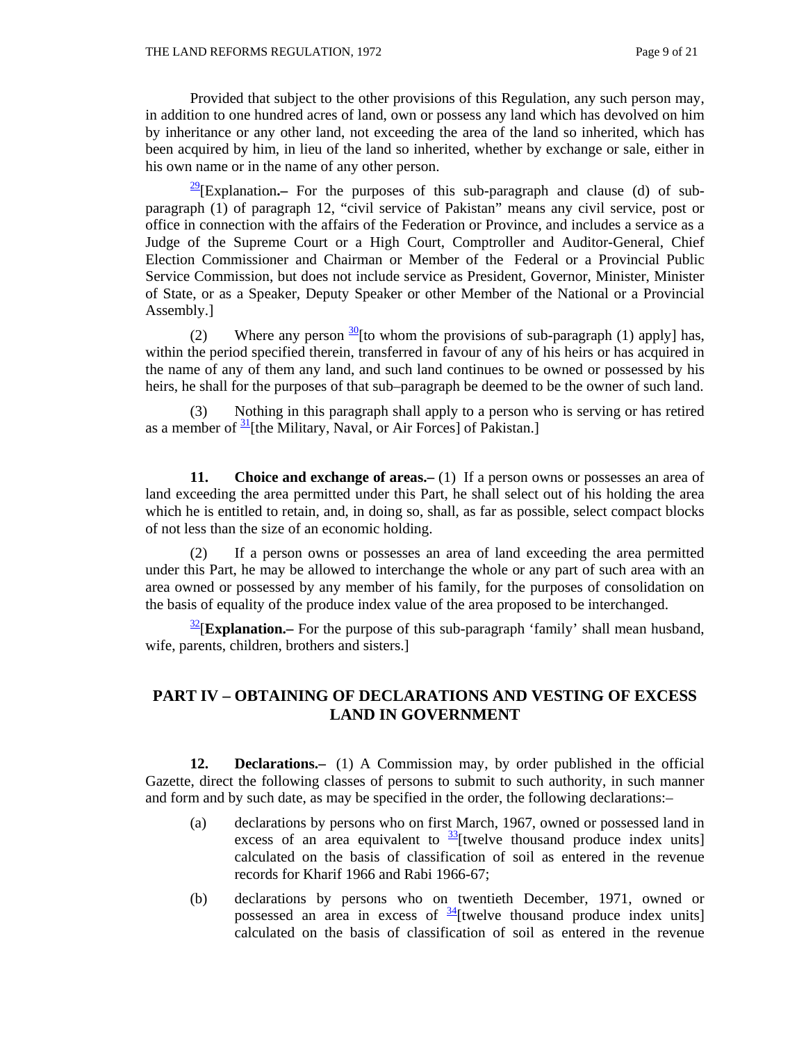Provided that subject to the other provisions of this Regulation, any such person may, in addition to one hundred acres of land, own or possess any land which has devolved on him by inheritance or any other land, not exceeding the area of the land so inherited, which has been acquired by him, in lieu of the land so inherited, whether by exchange or sale, either in his own name or in the name of any other person.

[29][Explanation**.–** For the purposes of this sub-paragraph and clause (d) of sub-paragraph (1) of paragraph 12, "civil service of Pakistan" means any civil service, post or office in connection with the affairs of the Federation or Province, and includes a service as a Judge of the Supreme Court or a High Court, Comptroller and Auditor-General, Chief Election Commissioner and Chairman or Member of the Federal or a Provincial Public Service Commission, but does not include service as President, Governor, Minister, Minister of State, or as a Speaker, Deputy Speaker or other Member of the National or a Provincial Assembly.]

(2) Where any person [30][to whom the provisions of sub-paragraph (1) apply] has, within the period specified therein, transferred in favour of any of his heirs or has acquired in the name of any of them any land, and such land continues to be owned or possessed by his heirs, he shall for the purposes of that sub–paragraph be deemed to be the owner of such land.

(3) Nothing in this paragraph shall apply to a person who is serving or has retired as a member of [31][the Military, Naval, or Air Forces] of Pakistan.]

**11. Choice and exchange of areas.–** (1) If a person owns or possesses an area of land exceeding the area permitted under this Part, he shall select out of his holding the area which he is entitled to retain, and, in doing so, shall, as far as possible, select compact blocks of not less than the size of an economic holding.

(2) If a person owns or possesses an area of land exceeding the area permitted under this Part, he may be allowed to interchange the whole or any part of such area with an area owned or possessed by any member of his family, for the purposes of consolidation on the basis of equality of the produce index value of the area proposed to be interchanged.

[32][**Explanation.–** For the purpose of this sub-paragraph 'family' shall mean husband, wife, parents, children, brothers and sisters.]

## PART IV – OBTAINING OF DECLARATIONS AND VESTING OF EXCESS LAND IN GOVERNMENT

**12. Declarations.–** (1) A Commission may, by order published in the official Gazette, direct the following classes of persons to submit to such authority, in such manner and form and by such date, as may be specified in the order, the following declarations:–

(a) declarations by persons who on first March, 1967, owned or possessed land in excess of an area equivalent to [33][twelve thousand produce index units] calculated on the basis of classification of soil as entered in the revenue records for Kharif 1966 and Rabi 1966-67;

(b) declarations by persons who on twentieth December, 1971, owned or possessed an area in excess of [34][twelve thousand produce index units] calculated on the basis of classification of soil as entered in the revenue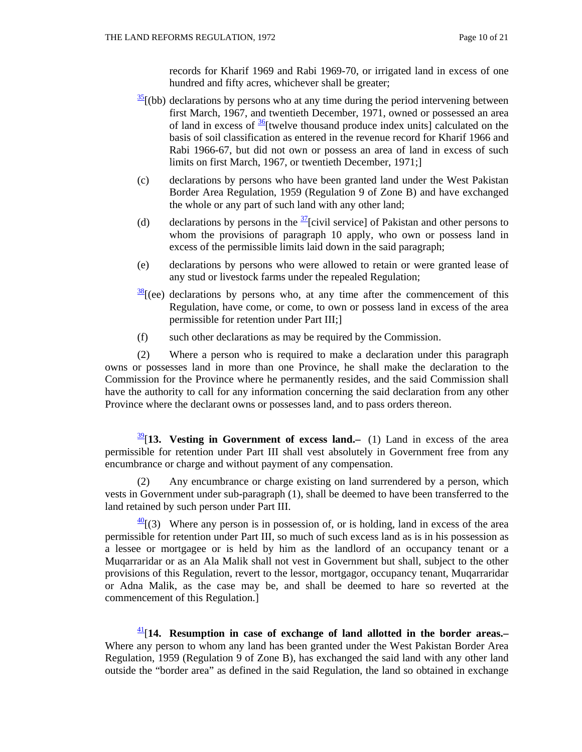records for Kharif 1969 and Rabi 1969-70, or irrigated land in excess of one hundred and fifty acres, whichever shall be greater;

[35][(bb) declarations by persons who at any time during the period intervening between first March, 1967, and twentieth December, 1971, owned or possessed an area of land in excess of [36][twelve thousand produce index units] calculated on the basis of soil classification as entered in the revenue record for Kharif 1966 and Rabi 1966-67, but did not own or possess an area of land in excess of such limits on first March, 1967, or twentieth December, 1971;]

(c) declarations by persons who have been granted land under the West Pakistan Border Area Regulation, 1959 (Regulation 9 of Zone B) and have exchanged the whole or any part of such land with any other land;

(d) declarations by persons in the [37][civil service] of Pakistan and other persons to whom the provisions of paragraph 10 apply, who own or possess land in excess of the permissible limits laid down in the said paragraph;

(e) declarations by persons who were allowed to retain or were granted lease of any stud or livestock farms under the repealed Regulation;

[38][(ee) declarations by persons who, at any time after the commencement of this Regulation, have come, or come, to own or possess land in excess of the area permissible for retention under Part III;]

(f) such other declarations as may be required by the Commission.

(2) Where a person who is required to make a declaration under this paragraph owns or possesses land in more than one Province, he shall make the declaration to the Commission for the Province where he permanently resides, and the said Commission shall have the authority to call for any information concerning the said declaration from any other Province where the declarant owns or possesses land, and to pass orders thereon.

[39][**13. Vesting in Government of excess land.–** (1) Land in excess of the area permissible for retention under Part III shall vest absolutely in Government free from any encumbrance or charge and without payment of any compensation.

(2) Any encumbrance or charge existing on land surrendered by a person, which vests in Government under sub-paragraph (1), shall be deemed to have been transferred to the land retained by such person under Part III.

[40][(3) Where any person is in possession of, or is holding, land in excess of the area permissible for retention under Part III, so much of such excess land as is in his possession as a lessee or mortgagee or is held by him as the landlord of an occupancy tenant or a Muqarraridar or as an Ala Malik shall not vest in Government but shall, subject to the other provisions of this Regulation, revert to the lessor, mortgagor, occupancy tenant, Muqarraridar or Adna Malik, as the case may be, and shall be deemed to hare so reverted at the commencement of this Regulation.]

[41][**14. Resumption in case of exchange of land allotted in the border areas.–** Where any person to whom any land has been granted under the West Pakistan Border Area Regulation, 1959 (Regulation 9 of Zone B), has exchanged the said land with any other land outside the "border area" as defined in the said Regulation, the land so obtained in exchange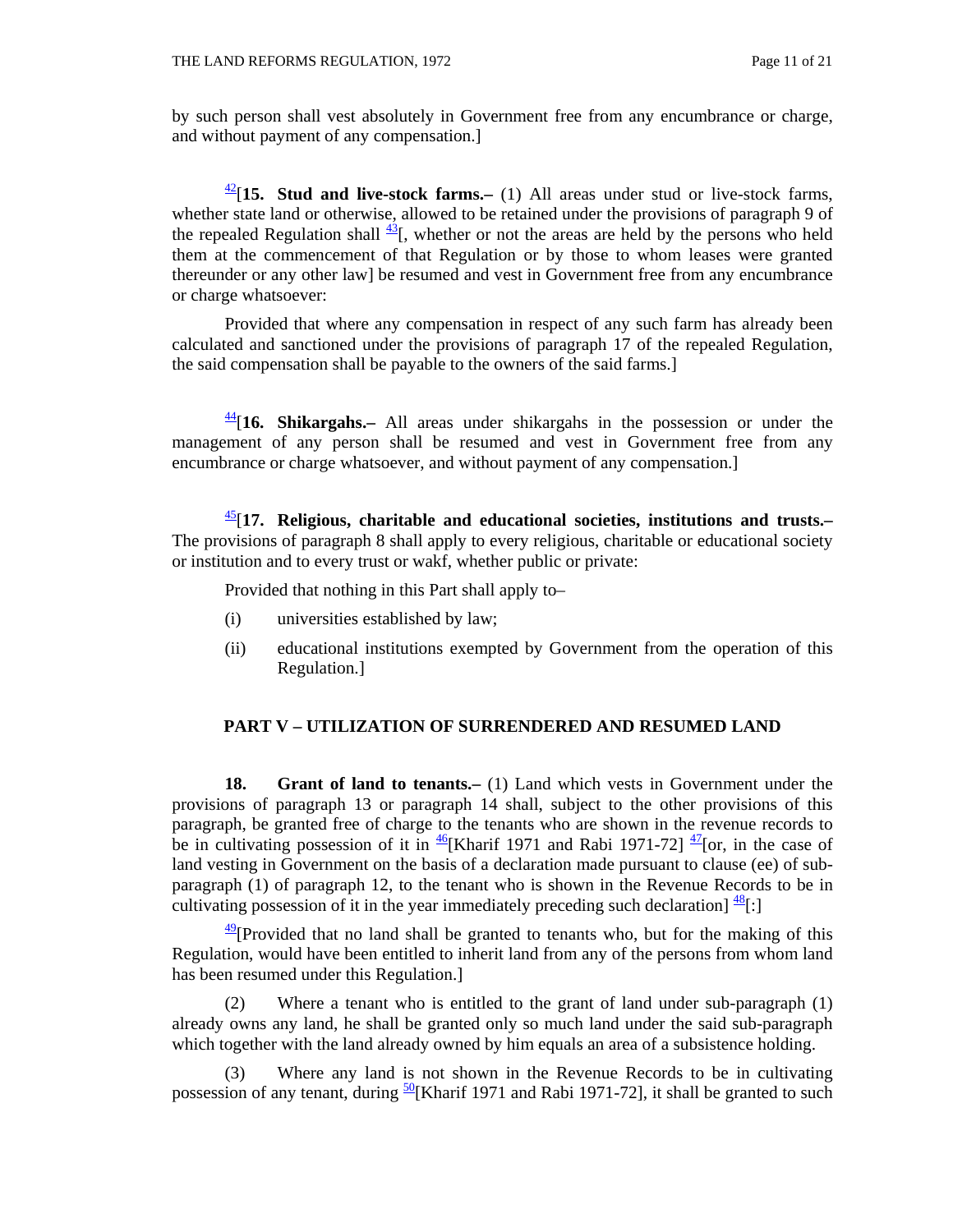by such person shall vest absolutely in Government free from any encumbrance or charge, and without payment of any compensation.]

[42][**15. Stud and live-stock farms.–** (1) All areas under stud or live-stock farms, whether state land or otherwise, allowed to be retained under the provisions of paragraph 9 of the repealed Regulation shall [43][, whether or not the areas are held by the persons who held them at the commencement of that Regulation or by those to whom leases were granted thereunder or any other law] be resumed and vest in Government free from any encumbrance or charge whatsoever:

Provided that where any compensation in respect of any such farm has already been calculated and sanctioned under the provisions of paragraph 17 of the repealed Regulation, the said compensation shall be payable to the owners of the said farms.]

[44][**16. Shikargahs.–** All areas under shikargahs in the possession or under the management of any person shall be resumed and vest in Government free from any encumbrance or charge whatsoever, and without payment of any compensation.]

[45][**17. Religious, charitable and educational societies, institutions and trusts.–** The provisions of paragraph 8 shall apply to every religious, charitable or educational society or institution and to every trust or wakf, whether public or private:

Provided that nothing in this Part shall apply to–

(i) universities established by law;

(ii) educational institutions exempted by Government from the operation of this Regulation.]

## PART V – UTILIZATION OF SURRENDERED AND RESUMED LAND

**18. Grant of land to tenants.–** (1) Land which vests in Government under the provisions of paragraph 13 or paragraph 14 shall, subject to the other provisions of this paragraph, be granted free of charge to the tenants who are shown in the revenue records to be in cultivating possession of it in [46][Kharif 1971 and Rabi 1971-72] [47][or, in the case of land vesting in Government on the basis of a declaration made pursuant to clause (ee) of sub-paragraph (1) of paragraph 12, to the tenant who is shown in the Revenue Records to be in cultivating possession of it in the year immediately preceding such declaration] [48][:]

[49][Provided that no land shall be granted to tenants who, but for the making of this Regulation, would have been entitled to inherit land from any of the persons from whom land has been resumed under this Regulation.]

(2) Where a tenant who is entitled to the grant of land under sub-paragraph (1) already owns any land, he shall be granted only so much land under the said sub-paragraph which together with the land already owned by him equals an area of a subsistence holding.

(3) Where any land is not shown in the Revenue Records to be in cultivating possession of any tenant, during [50][Kharif 1971 and Rabi 1971-72], it shall be granted to such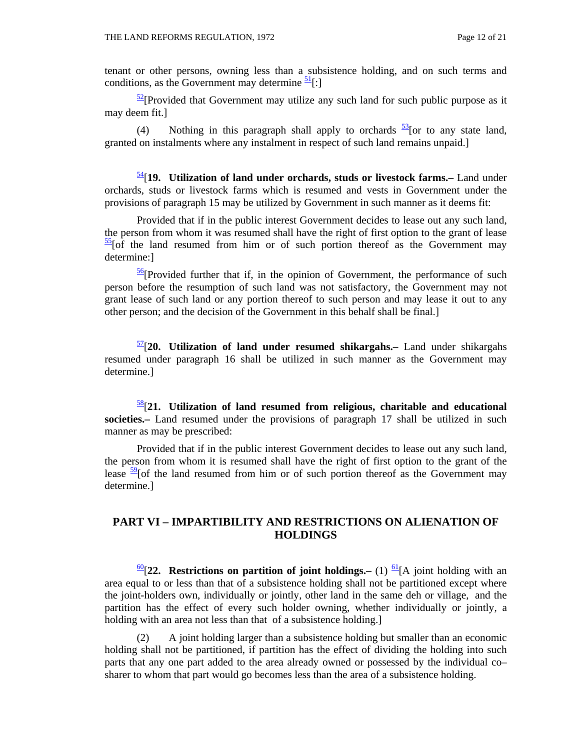tenant or other persons, owning less than a subsistence holding, and on such terms and conditions, as the Government may determine [51][:]

[52][Provided that Government may utilize any such land for such public purpose as it may deem fit.]

(4) Nothing in this paragraph shall apply to orchards [53][or to any state land, granted on instalments where any instalment in respect of such land remains unpaid.]

[54][**19. Utilization of land under orchards, studs or livestock farms.–** Land under orchards, studs or livestock farms which is resumed and vests in Government under the provisions of paragraph 15 may be utilized by Government in such manner as it deems fit:

Provided that if in the public interest Government decides to lease out any such land, the person from whom it was resumed shall have the right of first option to the grant of lease [55][of the land resumed from him or of such portion thereof as the Government may determine:]

[56][Provided further that if, in the opinion of Government, the performance of such person before the resumption of such land was not satisfactory, the Government may not grant lease of such land or any portion thereof to such person and may lease it out to any other person; and the decision of the Government in this behalf shall be final.]

[57][**20. Utilization of land under resumed shikargahs.–** Land under shikargahs resumed under paragraph 16 shall be utilized in such manner as the Government may determine.]

[58][**21. Utilization of land resumed from religious, charitable and educational societies.–** Land resumed under the provisions of paragraph 17 shall be utilized in such manner as may be prescribed:

Provided that if in the public interest Government decides to lease out any such land, the person from whom it is resumed shall have the right of first option to the grant of the lease [59][of the land resumed from him or of such portion thereof as the Government may determine.]

## PART VI – IMPARTIBILITY AND RESTRICTIONS ON ALIENATION OF HOLDINGS

[60][**22. Restrictions on partition of joint holdings.–** (1) [61][A joint holding with an area equal to or less than that of a subsistence holding shall not be partitioned except where the joint-holders own, individually or jointly, other land in the same deh or village, and the partition has the effect of every such holder owning, whether individually or jointly, a holding with an area not less than that of a subsistence holding.]

(2) A joint holding larger than a subsistence holding but smaller than an economic holding shall not be partitioned, if partition has the effect of dividing the holding into such parts that any one part added to the area already owned or possessed by the individual co–sharer to whom that part would go becomes less than the area of a subsistence holding.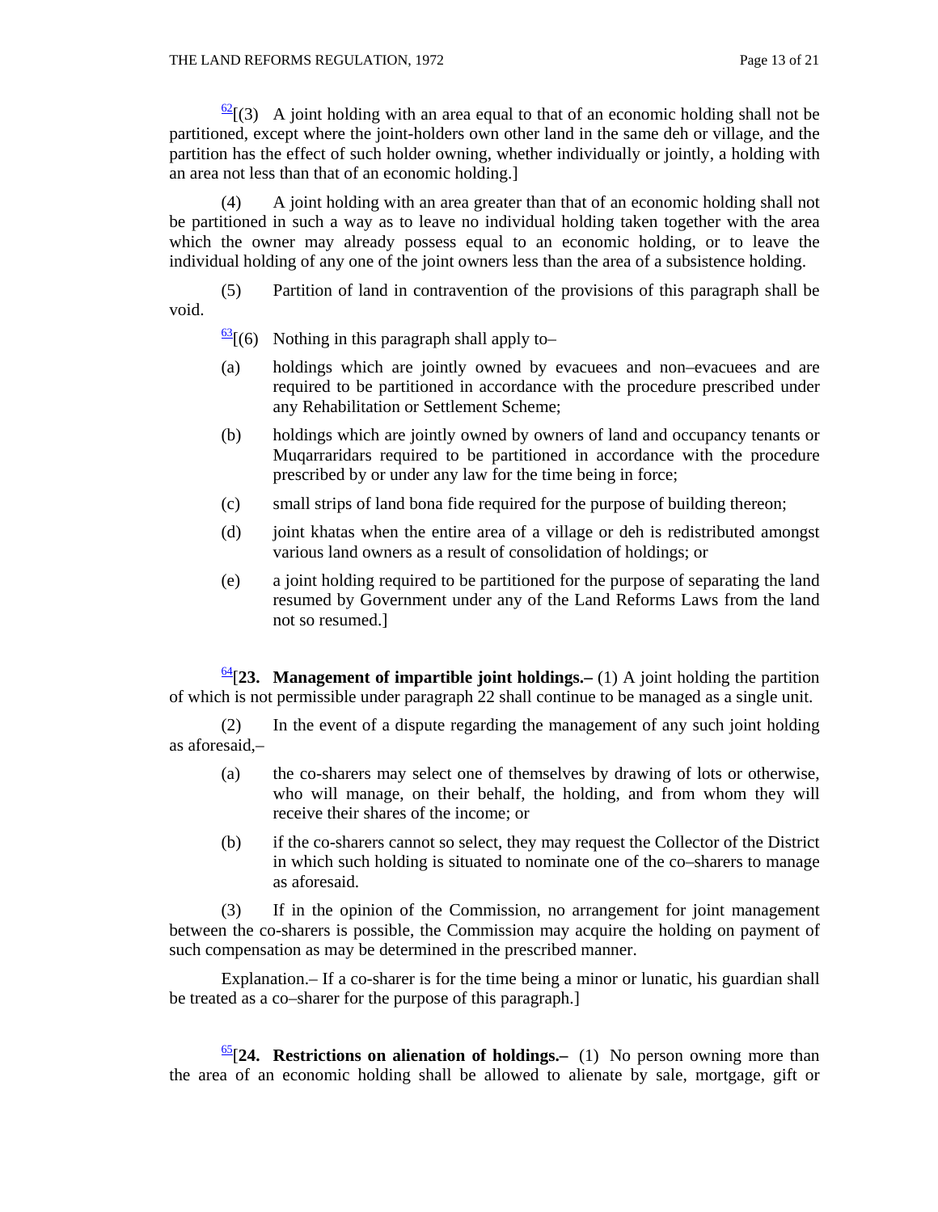[62][(3) A joint holding with an area equal to that of an economic holding shall not be partitioned, except where the joint-holders own other land in the same deh or village, and the partition has the effect of such holder owning, whether individually or jointly, a holding with an area not less than that of an economic holding.]

(4) A joint holding with an area greater than that of an economic holding shall not be partitioned in such a way as to leave no individual holding taken together with the area which the owner may already possess equal to an economic holding, or to leave the individual holding of any one of the joint owners less than the area of a subsistence holding.

(5) Partition of land in contravention of the provisions of this paragraph shall be void.

[63][(6) Nothing in this paragraph shall apply to–

(a) holdings which are jointly owned by evacuees and non–evacuees and are required to be partitioned in accordance with the procedure prescribed under any Rehabilitation or Settlement Scheme;

(b) holdings which are jointly owned by owners of land and occupancy tenants or Muqarraridars required to be partitioned in accordance with the procedure prescribed by or under any law for the time being in force;

(c) small strips of land bona fide required for the purpose of building thereon;

(d) joint khatas when the entire area of a village or deh is redistributed amongst various land owners as a result of consolidation of holdings; or

(e) a joint holding required to be partitioned for the purpose of separating the land resumed by Government under any of the Land Reforms Laws from the land not so resumed.]

[64][**23. Management of impartible joint holdings.–** (1) A joint holding the partition of which is not permissible under paragraph 22 shall continue to be managed as a single unit.

(2) In the event of a dispute regarding the management of any such joint holding as aforesaid,–

(a) the co-sharers may select one of themselves by drawing of lots or otherwise, who will manage, on their behalf, the holding, and from whom they will receive their shares of the income; or

(b) if the co-sharers cannot so select, they may request the Collector of the District in which such holding is situated to nominate one of the co–sharers to manage as aforesaid.

(3) If in the opinion of the Commission, no arrangement for joint management between the co-sharers is possible, the Commission may acquire the holding on payment of such compensation as may be determined in the prescribed manner.

Explanation.– If a co-sharer is for the time being a minor or lunatic, his guardian shall be treated as a co–sharer for the purpose of this paragraph.]

[65][**24. Restrictions on alienation of holdings.–** (1) No person owning more than the area of an economic holding shall be allowed to alienate by sale, mortgage, gift or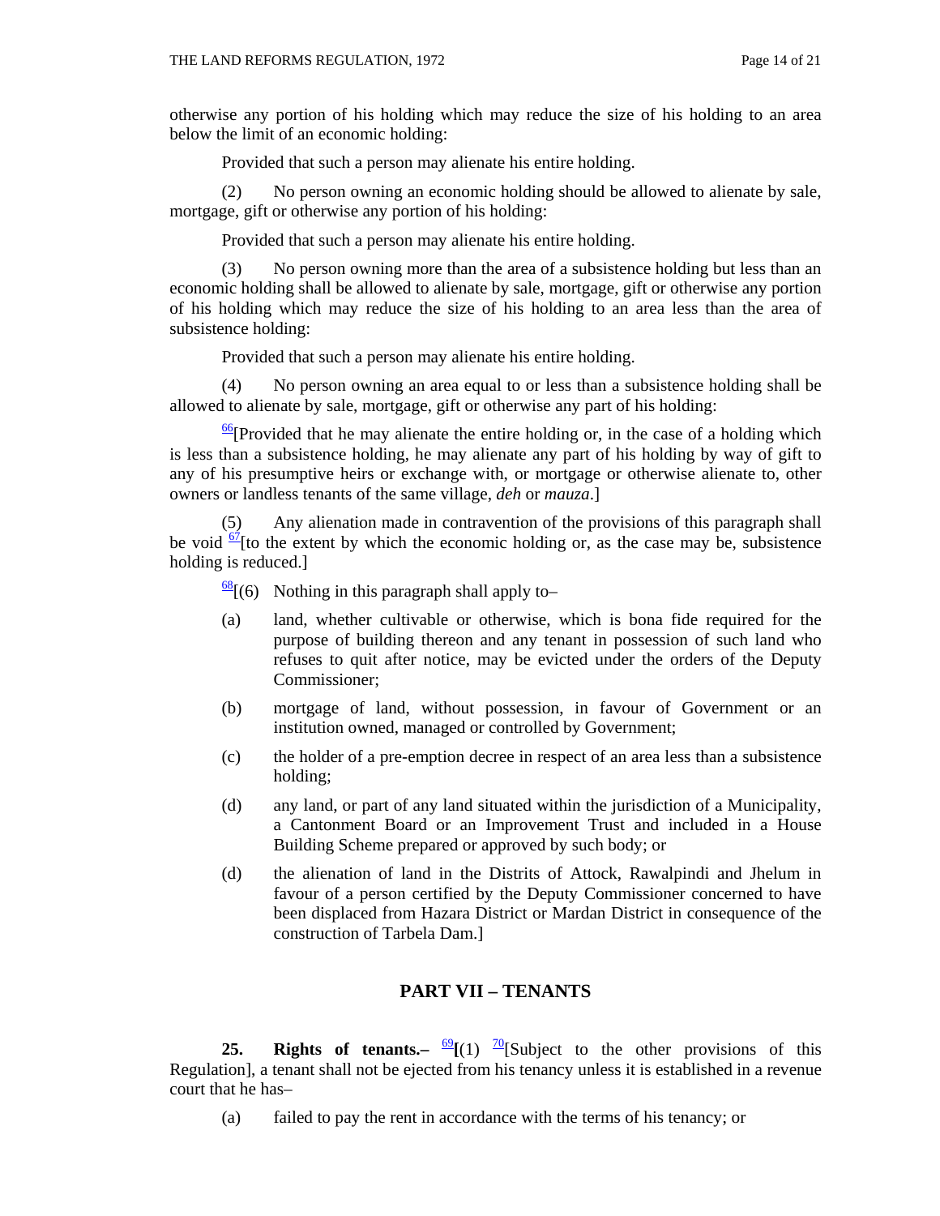otherwise any portion of his holding which may reduce the size of his holding to an area below the limit of an economic holding:

Provided that such a person may alienate his entire holding.

(2) No person owning an economic holding should be allowed to alienate by sale, mortgage, gift or otherwise any portion of his holding:

Provided that such a person may alienate his entire holding.

(3) No person owning more than the area of a subsistence holding but less than an economic holding shall be allowed to alienate by sale, mortgage, gift or otherwise any portion of his holding which may reduce the size of his holding to an area less than the area of subsistence holding:

Provided that such a person may alienate his entire holding.

(4) No person owning an area equal to or less than a subsistence holding shall be allowed to alienate by sale, mortgage, gift or otherwise any part of his holding:

[66][Provided that he may alienate the entire holding or, in the case of a holding which is less than a subsistence holding, he may alienate any part of his holding by way of gift to any of his presumptive heirs or exchange with, or mortgage or otherwise alienate to, other owners or landless tenants of the same village, *deh* or *mauza*.]

(5) Any alienation made in contravention of the provisions of this paragraph shall be void [67][to the extent by which the economic holding or, as the case may be, subsistence holding is reduced.]

[68][(6) Nothing in this paragraph shall apply to–

(a) land, whether cultivable or otherwise, which is bona fide required for the purpose of building thereon and any tenant in possession of such land who refuses to quit after notice, may be evicted under the orders of the Deputy Commissioner;

(b) mortgage of land, without possession, in favour of Government or an institution owned, managed or controlled by Government;

(c) the holder of a pre-emption decree in respect of an area less than a subsistence holding;

(d) any land, or part of any land situated within the jurisdiction of a Municipality, a Cantonment Board or an Improvement Trust and included in a House Building Scheme prepared or approved by such body; or

(d) the alienation of land in the Distrits of Attock, Rawalpindi and Jhelum in favour of a person certified by the Deputy Commissioner concerned to have been displaced from Hazara District or Mardan District in consequence of the construction of Tarbela Dam.]

## PART VII – TENANTS

**25. Rights of tenants.–** [69]**[**(1) [70][Subject to the other provisions of this Regulation], a tenant shall not be ejected from his tenancy unless it is established in a revenue court that he has–

(a) failed to pay the rent in accordance with the terms of his tenancy; or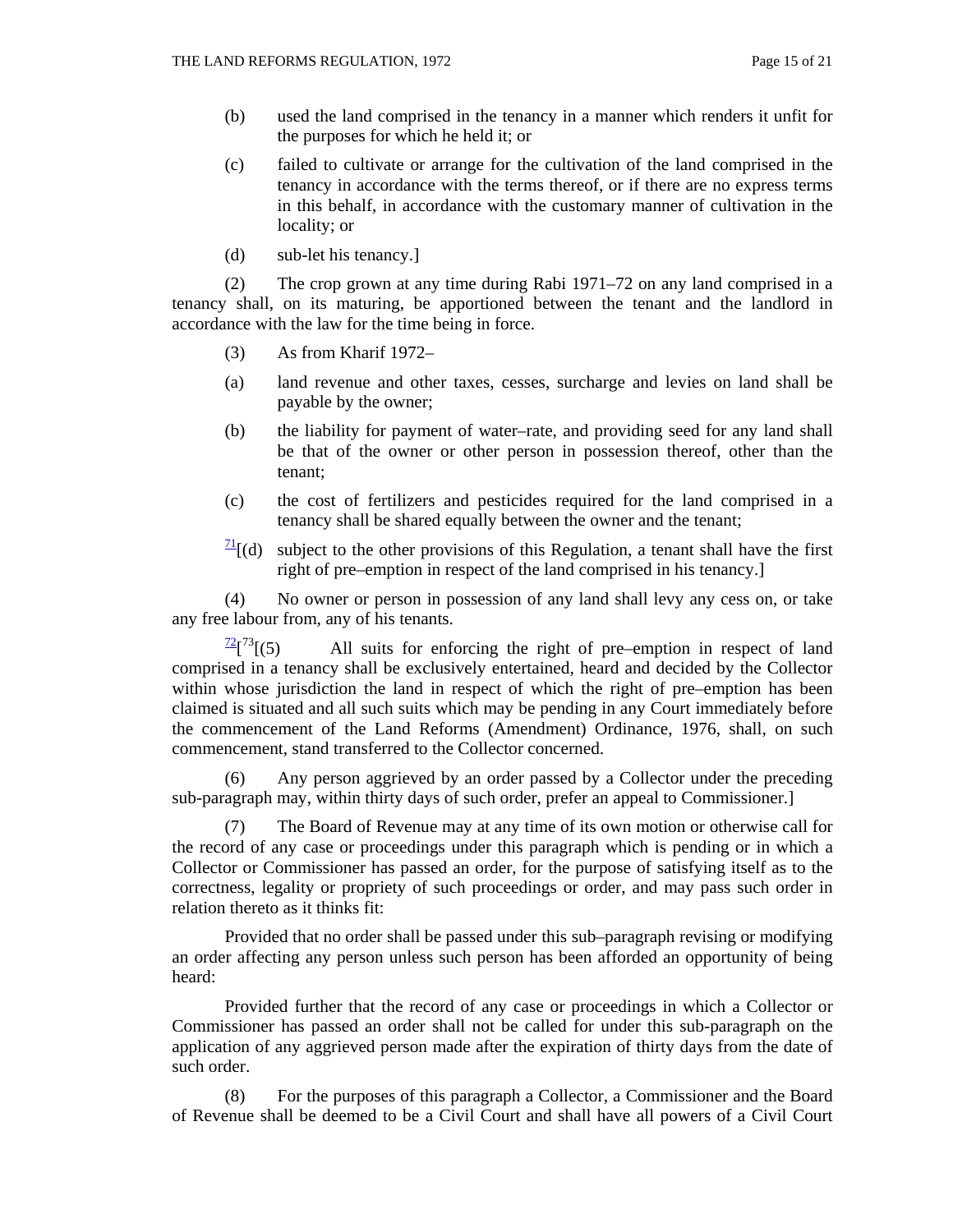(b) used the land comprised in the tenancy in a manner which renders it unfit for the purposes for which he held it; or

(c) failed to cultivate or arrange for the cultivation of the land comprised in the tenancy in accordance with the terms thereof, or if there are no express terms in this behalf, in accordance with the customary manner of cultivation in the locality; or

(d) sub-let his tenancy.]

(2) The crop grown at any time during Rabi 1971–72 on any land comprised in a tenancy shall, on its maturing, be apportioned between the tenant and the landlord in accordance with the law for the time being in force.

(3) As from Kharif 1972–

(a) land revenue and other taxes, cesses, surcharge and levies on land shall be payable by the owner;

(b) the liability for payment of water–rate, and providing seed for any land shall be that of the owner or other person in possession thereof, other than the tenant;

(c) the cost of fertilizers and pesticides required for the land comprised in a tenancy shall be shared equally between the owner and the tenant;

[71][(d) subject to the other provisions of this Regulation, a tenant shall have the first right of pre–emption in respect of the land comprised in his tenancy.]

(4) No owner or person in possession of any land shall levy any cess on, or take any free labour from, any of his tenants.

[72][[73][(5) All suits for enforcing the right of pre–emption in respect of land comprised in a tenancy shall be exclusively entertained, heard and decided by the Collector within whose jurisdiction the land in respect of which the right of pre–emption has been claimed is situated and all such suits which may be pending in any Court immediately before the commencement of the Land Reforms (Amendment) Ordinance, 1976, shall, on such commencement, stand transferred to the Collector concerned.

(6) Any person aggrieved by an order passed by a Collector under the preceding sub-paragraph may, within thirty days of such order, prefer an appeal to Commissioner.]

(7) The Board of Revenue may at any time of its own motion or otherwise call for the record of any case or proceedings under this paragraph which is pending or in which a Collector or Commissioner has passed an order, for the purpose of satisfying itself as to the correctness, legality or propriety of such proceedings or order, and may pass such order in relation thereto as it thinks fit:

Provided that no order shall be passed under this sub–paragraph revising or modifying an order affecting any person unless such person has been afforded an opportunity of being heard:

Provided further that the record of any case or proceedings in which a Collector or Commissioner has passed an order shall not be called for under this sub-paragraph on the application of any aggrieved person made after the expiration of thirty days from the date of such order.

(8) For the purposes of this paragraph a Collector, a Commissioner and the Board of Revenue shall be deemed to be a Civil Court and shall have all powers of a Civil Court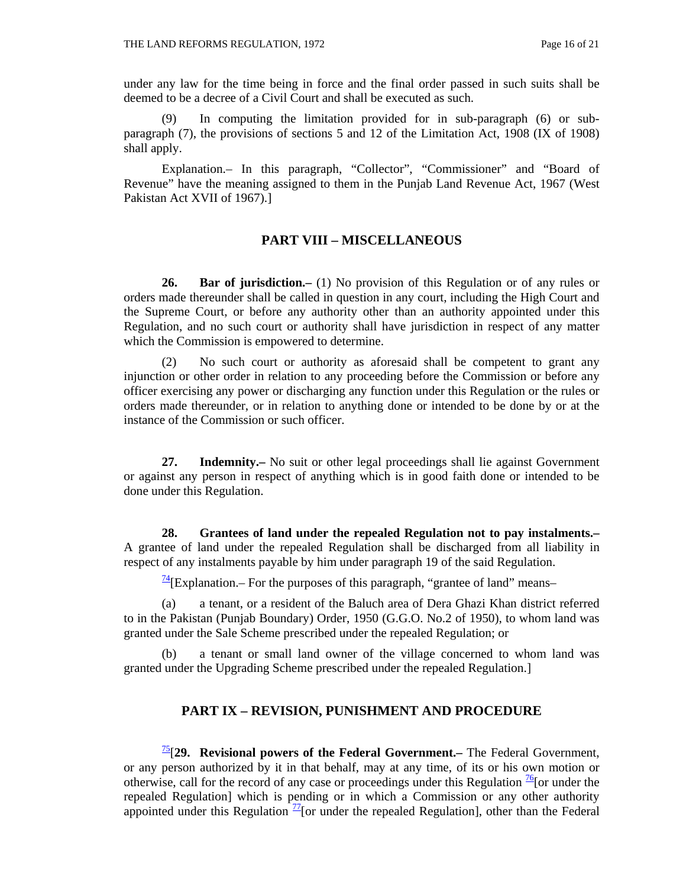under any law for the time being in force and the final order passed in such suits shall be deemed to be a decree of a Civil Court and shall be executed as such.

(9) In computing the limitation provided for in sub-paragraph (6) or sub-paragraph (7), the provisions of sections 5 and 12 of the Limitation Act, 1908 (IX of 1908) shall apply.

Explanation.– In this paragraph, “Collector”, “Commissioner” and “Board of Revenue” have the meaning assigned to them in the Punjab Land Revenue Act, 1967 (West Pakistan Act XVII of 1967).]

## PART VIII – MISCELLANEOUS

**26. Bar of jurisdiction.–** (1) No provision of this Regulation or of any rules or orders made thereunder shall be called in question in any court, including the High Court and the Supreme Court, or before any authority other than an authority appointed under this Regulation, and no such court or authority shall have jurisdiction in respect of any matter which the Commission is empowered to determine.

(2) No such court or authority as aforesaid shall be competent to grant any injunction or other order in relation to any proceeding before the Commission or before any officer exercising any power or discharging any function under this Regulation or the rules or orders made thereunder, or in relation to anything done or intended to be done by or at the instance of the Commission or such officer.

**27. Indemnity.–** No suit or other legal proceedings shall lie against Government or against any person in respect of anything which is in good faith done or intended to be done under this Regulation.

**28. Grantees of land under the repealed Regulation not to pay instalments.–** A grantee of land under the repealed Regulation shall be discharged from all liability in respect of any instalments payable by him under paragraph 19 of the said Regulation.

[74][Explanation.– For the purposes of this paragraph, “grantee of land” means–

(a) a tenant, or a resident of the Baluch area of Dera Ghazi Khan district referred to in the Pakistan (Punjab Boundary) Order, 1950 (G.G.O. No.2 of 1950), to whom land was granted under the Sale Scheme prescribed under the repealed Regulation; or

(b) a tenant or small land owner of the village concerned to whom land was granted under the Upgrading Scheme prescribed under the repealed Regulation.]

## PART IX – REVISION, PUNISHMENT AND PROCEDURE

[75][**29. Revisional powers of the Federal Government.–** The Federal Government, or any person authorized by it in that behalf, may at any time, of its or his own motion or otherwise, call for the record of any case or proceedings under this Regulation [76][or under the repealed Regulation] which is pending or in which a Commission or any other authority appointed under this Regulation [77][or under the repealed Regulation], other than the Federal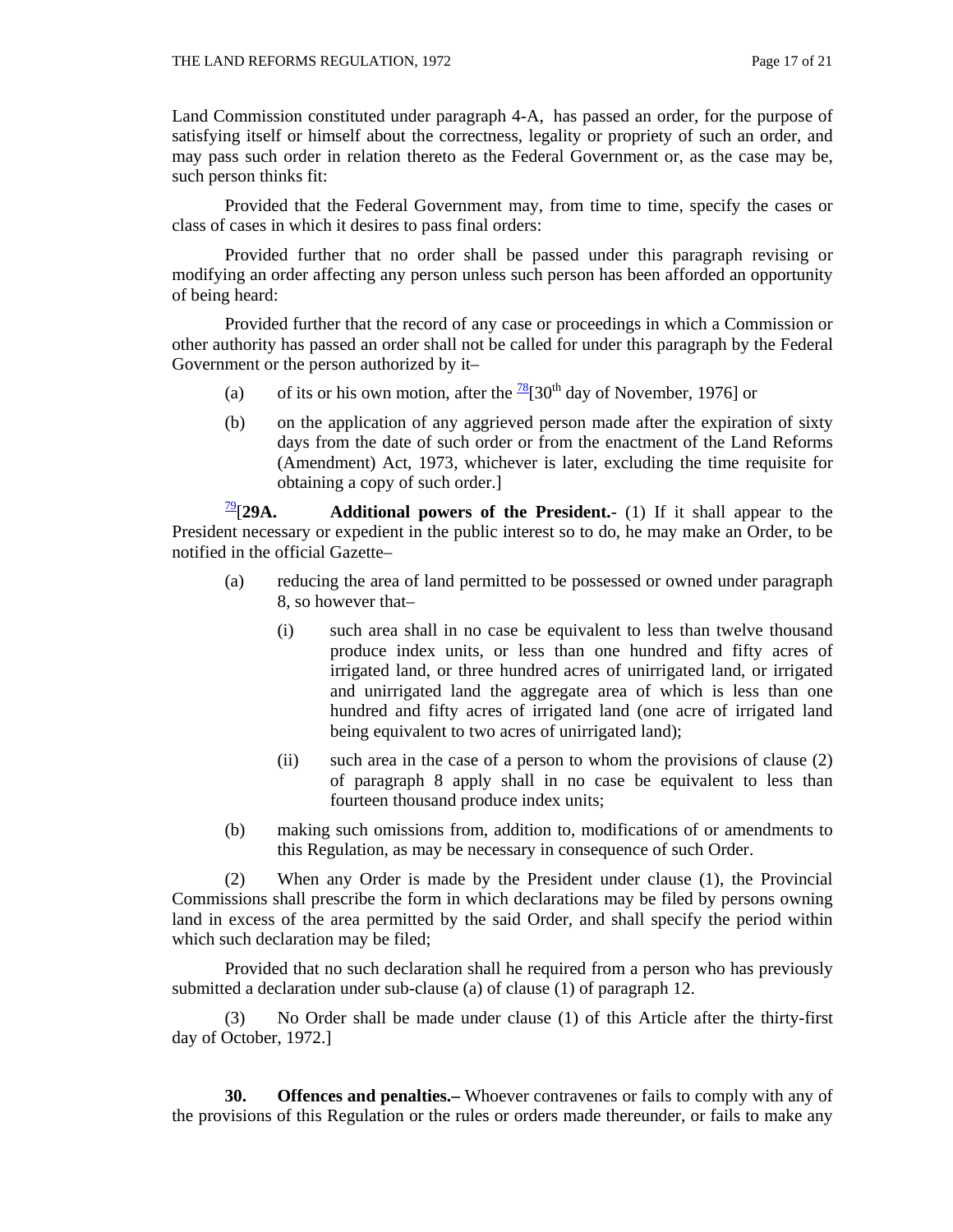Land Commission constituted under paragraph 4-A, has passed an order, for the purpose of satisfying itself or himself about the correctness, legality or propriety of such an order, and may pass such order in relation thereto as the Federal Government or, as the case may be, such person thinks fit:

Provided that the Federal Government may, from time to time, specify the cases or class of cases in which it desires to pass final orders:

Provided further that no order shall be passed under this paragraph revising or modifying an order affecting any person unless such person has been afforded an opportunity of being heard:

Provided further that the record of any case or proceedings in which a Commission or other authority has passed an order shall not be called for under this paragraph by the Federal Government or the person authorized by it–

(a) of its or his own motion, after the [78][30th day of November, 1976] or

(b) on the application of any aggrieved person made after the expiration of sixty days from the date of such order or from the enactment of the Land Reforms (Amendment) Act, 1973, whichever is later, excluding the time requisite for obtaining a copy of such order.]

[79][**29A. Additional powers of the President.**- (1) If it shall appear to the President necessary or expedient in the public interest so to do, he may make an Order, to be notified in the official Gazette–

(a) reducing the area of land permitted to be possessed or owned under paragraph 8, so however that–

(i) such area shall in no case be equivalent to less than twelve thousand produce index units, or less than one hundred and fifty acres of irrigated land, or three hundred acres of unirrigated land, or irrigated and unirrigated land the aggregate area of which is less than one hundred and fifty acres of irrigated land (one acre of irrigated land being equivalent to two acres of unirrigated land);

(ii) such area in the case of a person to whom the provisions of clause (2) of paragraph 8 apply shall in no case be equivalent to less than fourteen thousand produce index units;

(b) making such omissions from, addition to, modifications of or amendments to this Regulation, as may be necessary in consequence of such Order.

(2) When any Order is made by the President under clause (1), the Provincial Commissions shall prescribe the form in which declarations may be filed by persons owning land in excess of the area permitted by the said Order, and shall specify the period within which such declaration may be filed;

Provided that no such declaration shall he required from a person who has previously submitted a declaration under sub-clause (a) of clause (1) of paragraph 12.

(3) No Order shall be made under clause (1) of this Article after the thirty-first day of October, 1972.]

**30. Offences and penalties.–** Whoever contravenes or fails to comply with any of the provisions of this Regulation or the rules or orders made thereunder, or fails to make any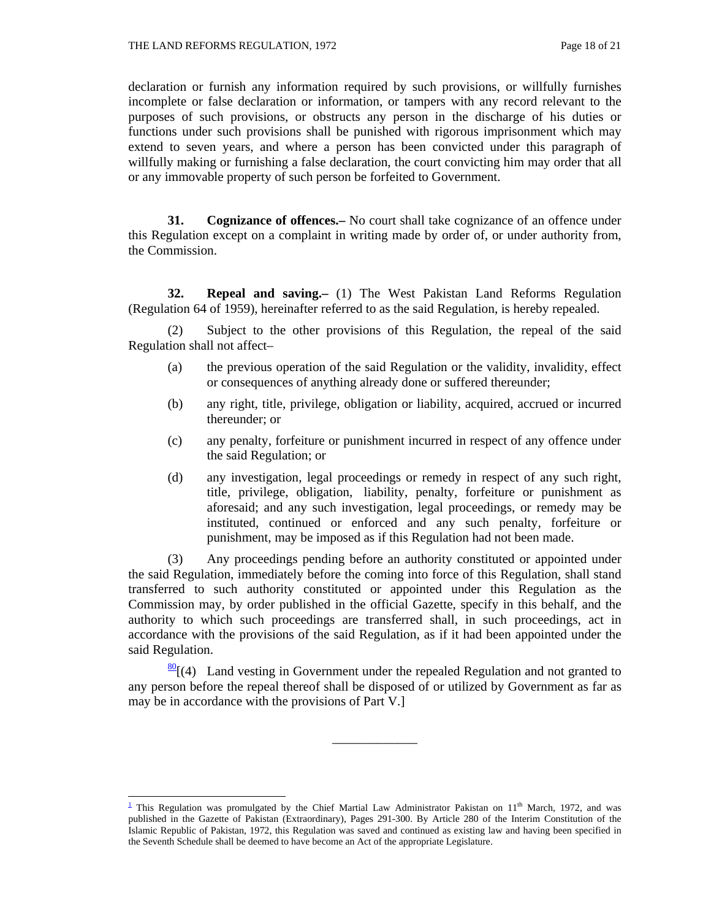declaration or furnish any information required by such provisions, or willfully furnishes incomplete or false declaration or information, or tampers with any record relevant to the purposes of such provisions, or obstructs any person in the discharge of his duties or functions under such provisions shall be punished with rigorous imprisonment which may extend to seven years, and where a person has been convicted under this paragraph of willfully making or furnishing a false declaration, the court convicting him may order that all or any immovable property of such person be forfeited to Government.

**31. Cognizance of offences.–** No court shall take cognizance of an offence under this Regulation except on a complaint in writing made by order of, or under authority from, the Commission.

**32. Repeal and saving.–** (1) The West Pakistan Land Reforms Regulation (Regulation 64 of 1959), hereinafter referred to as the said Regulation, is hereby repealed.

(2) Subject to the other provisions of this Regulation, the repeal of the said Regulation shall not affect–

(a) the previous operation of the said Regulation or the validity, invalidity, effect or consequences of anything already done or suffered thereunder;

(b) any right, title, privilege, obligation or liability, acquired, accrued or incurred thereunder; or

(c) any penalty, forfeiture or punishment incurred in respect of any offence under the said Regulation; or

(d) any investigation, legal proceedings or remedy in respect of any such right, title, privilege, obligation, liability, penalty, forfeiture or punishment as aforesaid; and any such investigation, legal proceedings, or remedy may be instituted, continued or enforced and any such penalty, forfeiture or punishment, may be imposed as if this Regulation had not been made.

(3) Any proceedings pending before an authority constituted or appointed under the said Regulation, immediately before the coming into force of this Regulation, shall stand transferred to such authority constituted or appointed under this Regulation as the Commission may, by order published in the official Gazette, specify in this behalf, and the authority to which such proceedings are transferred shall, in such proceedings, act in accordance with the provisions of the said Regulation, as if it had been appointed under the said Regulation.

[80][(4) Land vesting in Government under the repealed Regulation and not granted to any person before the repeal thereof shall be disposed of or utilized by Government as far as may be in accordance with the provisions of Part V.]

---

[1] This Regulation was promulgated by the Chief Martial Law Administrator Pakistan on 11th March, 1972, and was published in the Gazette of Pakistan (Extraordinary), Pages 291-300. By Article 280 of the Interim Constitution of the Islamic Republic of Pakistan, 1972, this Regulation was saved and continued as existing law and having been specified in the Seventh Schedule shall be deemed to have become an Act of the appropriate Legislature.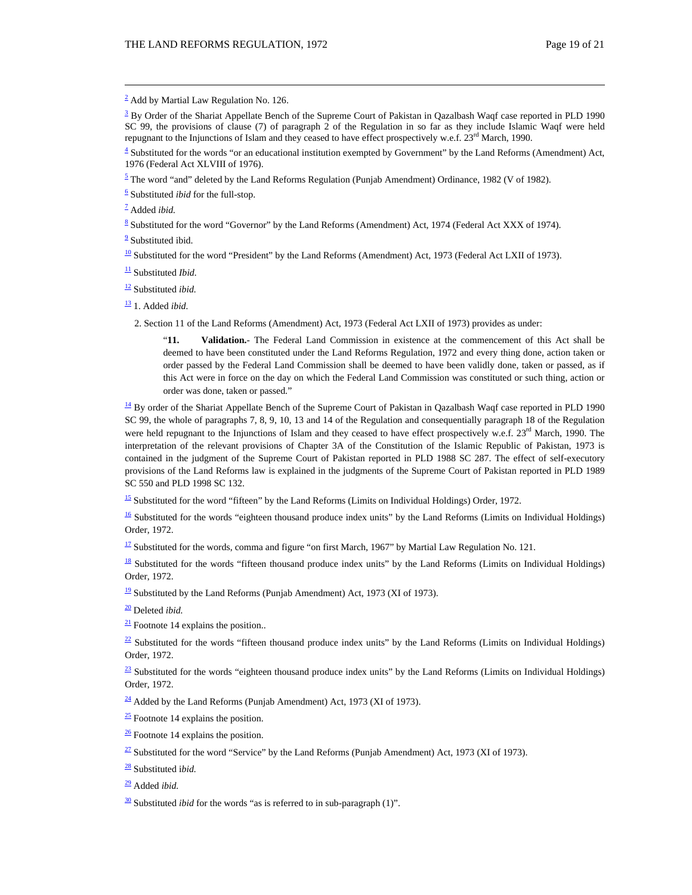[2] Add by Martial Law Regulation No. 126.

[3] By Order of the Shariat Appellate Bench of the Supreme Court of Pakistan in Qazalbash Waqf case reported in PLD 1990 SC 99, the provisions of clause (7) of paragraph 2 of the Regulation in so far as they include Islamic Waqf were held repugnant to the Injunctions of Islam and they ceased to have effect prospectively w.e.f. 23rd March, 1990.

[4] Substituted for the words "or an educational institution exempted by Government" by the Land Reforms (Amendment) Act, 1976 (Federal Act XLVIII of 1976).

[5] The word "and" deleted by the Land Reforms Regulation (Punjab Amendment) Ordinance, 1982 (V of 1982).

[6] Substituted *ibid* for the full-stop.

[7] Added *ibid.*

[8] Substituted for the word "Governor" by the Land Reforms (Amendment) Act, 1974 (Federal Act XXX of 1974).

[9] Substituted ibid.

[10] Substituted for the word "President" by the Land Reforms (Amendment) Act, 1973 (Federal Act LXII of 1973).

[11] Substituted *Ibid.*

[12] Substituted *ibid.*

[13] 1. Added *ibid.*

2. Section 11 of the Land Reforms (Amendment) Act, 1973 (Federal Act LXII of 1973) provides as under:

> "**11. Validation.**- The Federal Land Commission in existence at the commencement of this Act shall be deemed to have been constituted under the Land Reforms Regulation, 1972 and every thing done, action taken or order passed by the Federal Land Commission shall be deemed to have been validly done, taken or passed, as if this Act were in force on the day on which the Federal Land Commission was constituted or such thing, action or order was done, taken or passed."

[14] By order of the Shariat Appellate Bench of the Supreme Court of Pakistan in Qazalbash Waqf case reported in PLD 1990 SC 99, the whole of paragraphs 7, 8, 9, 10, 13 and 14 of the Regulation and consequentially paragraph 18 of the Regulation were held repugnant to the Injunctions of Islam and they ceased to have effect prospectively w.e.f. 23rd March, 1990. The interpretation of the relevant provisions of Chapter 3A of the Constitution of the Islamic Republic of Pakistan, 1973 is contained in the judgment of the Supreme Court of Pakistan reported in PLD 1988 SC 287. The effect of self-executory provisions of the Land Reforms law is explained in the judgments of the Supreme Court of Pakistan reported in PLD 1989 SC 550 and PLD 1998 SC 132.

[15] Substituted for the word "fifteen" by the Land Reforms (Limits on Individual Holdings) Order, 1972.

[16] Substituted for the words "eighteen thousand produce index units" by the Land Reforms (Limits on Individual Holdings) Order, 1972.

[17] Substituted for the words, comma and figure "on first March, 1967" by Martial Law Regulation No. 121.

[18] Substituted for the words "fifteen thousand produce index units" by the Land Reforms (Limits on Individual Holdings) Order, 1972.

[19] Substituted by the Land Reforms (Punjab Amendment) Act, 1973 (XI of 1973).

[20] Deleted *ibid.*

[21] Footnote 14 explains the position..

[22] Substituted for the words "fifteen thousand produce index units" by the Land Reforms (Limits on Individual Holdings) Order, 1972.

[23] Substituted for the words "eighteen thousand produce index units" by the Land Reforms (Limits on Individual Holdings) Order, 1972.

[24] Added by the Land Reforms (Punjab Amendment) Act, 1973 (XI of 1973).

[25] Footnote 14 explains the position.

[26] Footnote 14 explains the position.

[27] Substituted for the word "Service" by the Land Reforms (Punjab Amendment) Act, 1973 (XI of 1973).

[28] Substituted i*bid.*

[29] Added *ibid.*

[30] Substituted *ibid* for the words "as is referred to in sub-paragraph (1)".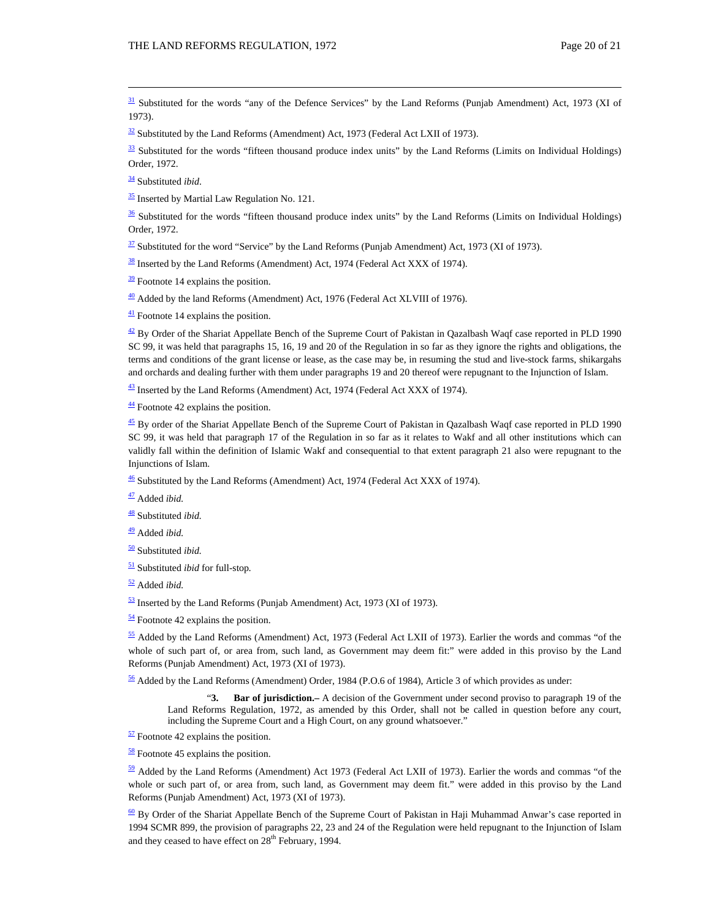[31] Substituted for the words "any of the Defence Services" by the Land Reforms (Punjab Amendment) Act, 1973 (XI of 1973).

[32] Substituted by the Land Reforms (Amendment) Act, 1973 (Federal Act LXII of 1973).

[33] Substituted for the words "fifteen thousand produce index units" by the Land Reforms (Limits on Individual Holdings) Order, 1972.

[34] Substituted *ibid*.

[35] Inserted by Martial Law Regulation No. 121.

[36] Substituted for the words "fifteen thousand produce index units" by the Land Reforms (Limits on Individual Holdings) Order, 1972.

[37] Substituted for the word "Service" by the Land Reforms (Punjab Amendment) Act, 1973 (XI of 1973).

[38] Inserted by the Land Reforms (Amendment) Act, 1974 (Federal Act XXX of 1974).

[39] Footnote 14 explains the position.

[40] Added by the land Reforms (Amendment) Act, 1976 (Federal Act XLVIII of 1976).

[41] Footnote 14 explains the position.

[42] By Order of the Shariat Appellate Bench of the Supreme Court of Pakistan in Qazalbash Waqf case reported in PLD 1990 SC 99, it was held that paragraphs 15, 16, 19 and 20 of the Regulation in so far as they ignore the rights and obligations, the terms and conditions of the grant license or lease, as the case may be, in resuming the stud and live-stock farms, shikargahs and orchards and dealing further with them under paragraphs 19 and 20 thereof were repugnant to the Injunction of Islam.

[43] Inserted by the Land Reforms (Amendment) Act, 1974 (Federal Act XXX of 1974).

[44] Footnote 42 explains the position.

[45] By order of the Shariat Appellate Bench of the Supreme Court of Pakistan in Qazalbash Waqf case reported in PLD 1990 SC 99, it was held that paragraph 17 of the Regulation in so far as it relates to Wakf and all other institutions which can validly fall within the definition of Islamic Wakf and consequential to that extent paragraph 21 also were repugnant to the Injunctions of Islam.

[46] Substituted by the Land Reforms (Amendment) Act, 1974 (Federal Act XXX of 1974).

[47] Added *ibid.*

[48] Substituted *ibid.*

[49] Added *ibid.*

[50] Substituted *ibid.*

[51] Substituted *ibid* for full-stop.

[52] Added *ibid.*

[53] Inserted by the Land Reforms (Punjab Amendment) Act, 1973 (XI of 1973).

[54] Footnote 42 explains the position.

[55] Added by the Land Reforms (Amendment) Act, 1973 (Federal Act LXII of 1973). Earlier the words and commas "of the whole of such part of, or area from, such land, as Government may deem fit:" were added in this proviso by the Land Reforms (Punjab Amendment) Act, 1973 (XI of 1973).

[56] Added by the Land Reforms (Amendment) Order, 1984 (P.O.6 of 1984), Article 3 of which provides as under:

> "**3. Bar of jurisdiction.–** A decision of the Government under second proviso to paragraph 19 of the Land Reforms Regulation, 1972, as amended by this Order, shall not be called in question before any court, including the Supreme Court and a High Court, on any ground whatsoever."

[57] Footnote 42 explains the position.

[58] Footnote 45 explains the position.

[59] Added by the Land Reforms (Amendment) Act 1973 (Federal Act LXII of 1973). Earlier the words and commas "of the whole or such part of, or area from, such land, as Government may deem fit." were added in this proviso by the Land Reforms (Punjab Amendment) Act, 1973 (XI of 1973).

[60] By Order of the Shariat Appellate Bench of the Supreme Court of Pakistan in Haji Muhammad Anwar's case reported in 1994 SCMR 899, the provision of paragraphs 22, 23 and 24 of the Regulation were held repugnant to the Injunction of Islam and they ceased to have effect on 28th February, 1994.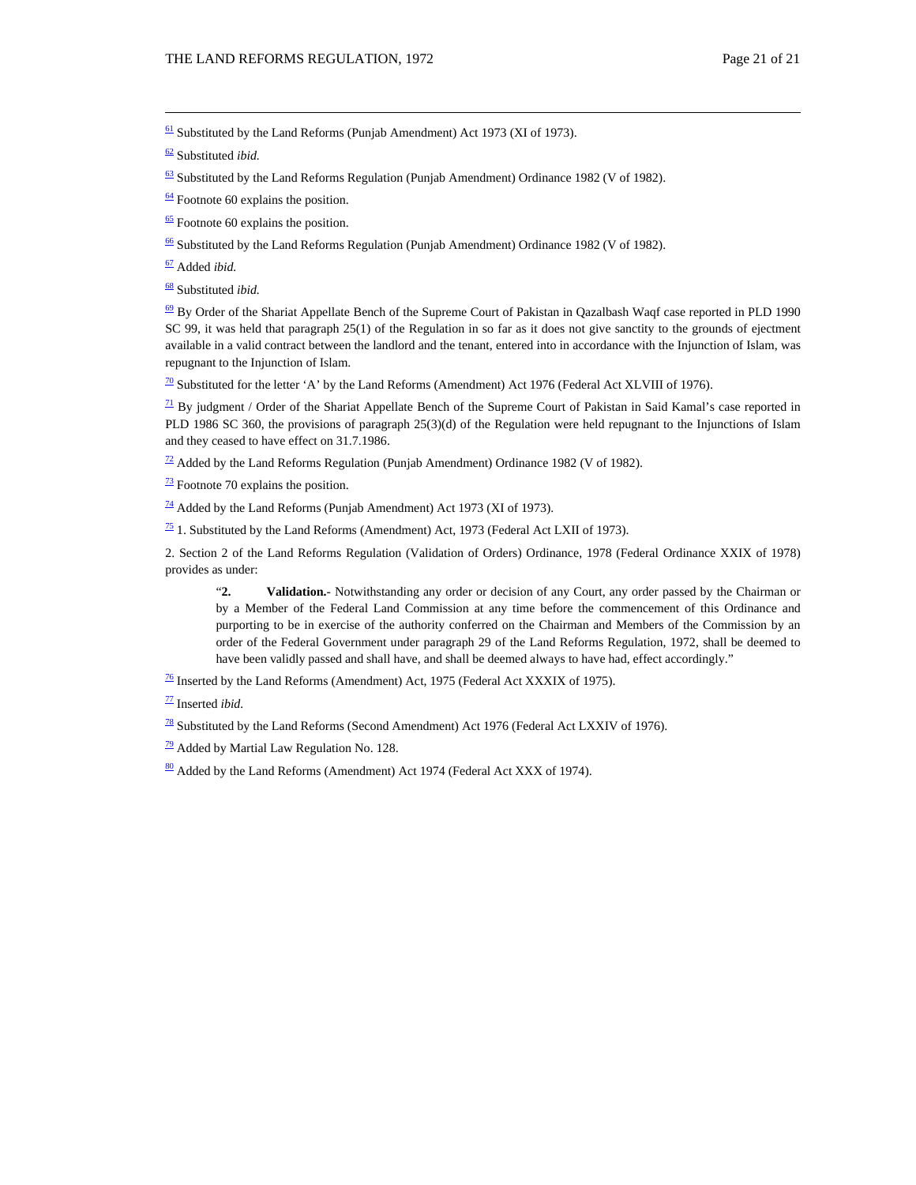[61] Substituted by the Land Reforms (Punjab Amendment) Act 1973 (XI of 1973).

[62] Substituted *ibid.*

[63] Substituted by the Land Reforms Regulation (Punjab Amendment) Ordinance 1982 (V of 1982).

[64] Footnote 60 explains the position.

[65] Footnote 60 explains the position.

[66] Substituted by the Land Reforms Regulation (Punjab Amendment) Ordinance 1982 (V of 1982).

[67] Added *ibid.*

[68] Substituted *ibid.*

[69] By Order of the Shariat Appellate Bench of the Supreme Court of Pakistan in Qazalbash Waqf case reported in PLD 1990 SC 99, it was held that paragraph 25(1) of the Regulation in so far as it does not give sanctity to the grounds of ejectment available in a valid contract between the landlord and the tenant, entered into in accordance with the Injunction of Islam, was repugnant to the Injunction of Islam.

[70] Substituted for the letter 'A' by the Land Reforms (Amendment) Act 1976 (Federal Act XLVIII of 1976).

[71] By judgment / Order of the Shariat Appellate Bench of the Supreme Court of Pakistan in Said Kamal's case reported in PLD 1986 SC 360, the provisions of paragraph 25(3)(d) of the Regulation were held repugnant to the Injunctions of Islam and they ceased to have effect on 31.7.1986.

[72] Added by the Land Reforms Regulation (Punjab Amendment) Ordinance 1982 (V of 1982).

[73] Footnote 70 explains the position.

[74] Added by the Land Reforms (Punjab Amendment) Act 1973 (XI of 1973).

[75] 1. Substituted by the Land Reforms (Amendment) Act, 1973 (Federal Act LXII of 1973).

2. Section 2 of the Land Reforms Regulation (Validation of Orders) Ordinance, 1978 (Federal Ordinance XXIX of 1978) provides as under:

> "**2. Validation.**- Notwithstanding any order or decision of any Court, any order passed by the Chairman or by a Member of the Federal Land Commission at any time before the commencement of this Ordinance and purporting to be in exercise of the authority conferred on the Chairman and Members of the Commission by an order of the Federal Government under paragraph 29 of the Land Reforms Regulation, 1972, shall be deemed to have been validly passed and shall have, and shall be deemed always to have had, effect accordingly."

[76] Inserted by the Land Reforms (Amendment) Act, 1975 (Federal Act XXXIX of 1975).

[77] Inserted *ibid.*

[78] Substituted by the Land Reforms (Second Amendment) Act 1976 (Federal Act LXXIV of 1976).

[79] Added by Martial Law Regulation No. 128.

[80] Added by the Land Reforms (Amendment) Act 1974 (Federal Act XXX of 1974).